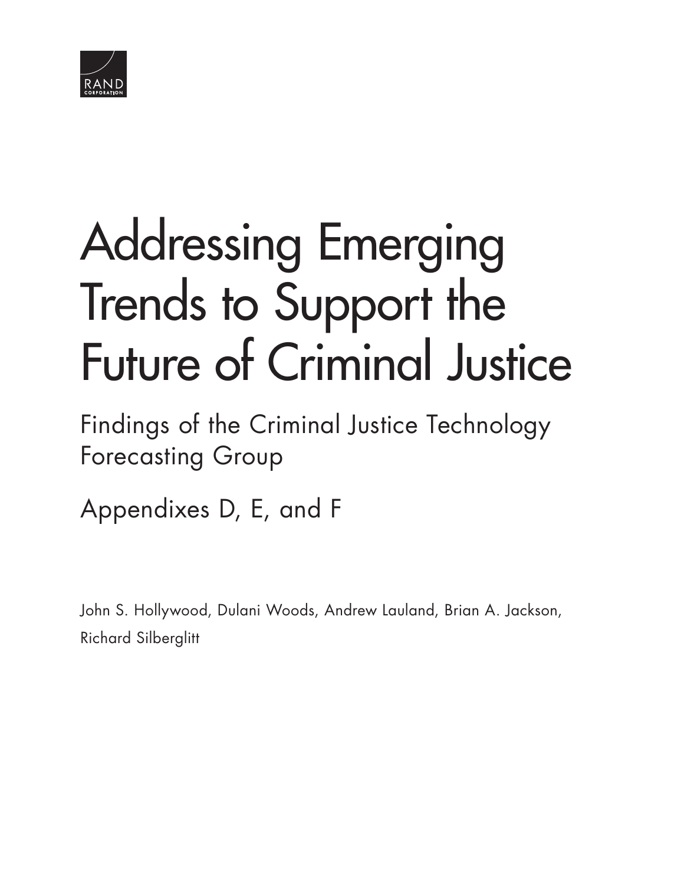RAND CORPORATION

# Addressing Emerging Trends to Support the Future of Criminal Justice

## Findings of the Criminal Justice Technology Forecasting Group

## Appendixes D, E, and F

John S. Hollywood, Dulani Woods, Andrew Lauland, Brian A. Jackson, Richard Silberglitt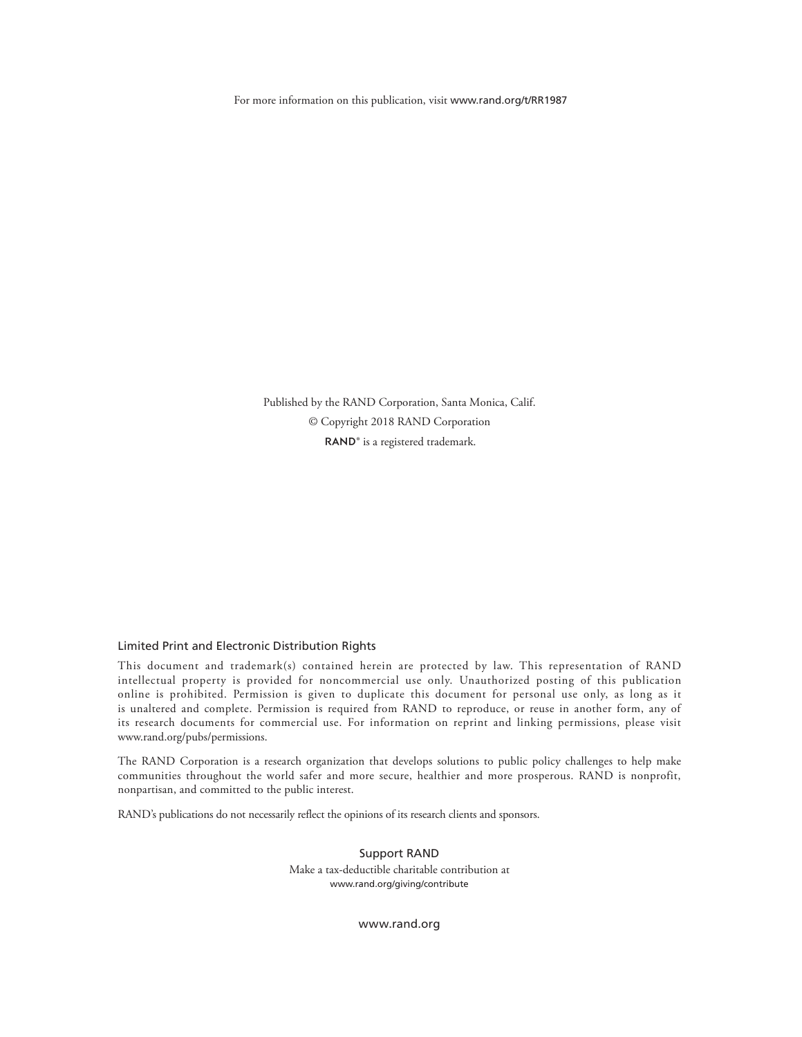For more information on this publication, visit www.rand.org/t/RR1987

Published by the RAND Corporation, Santa Monica, Calif.

© Copyright 2018 RAND Corporation

RAND® is a registered trademark.

### Limited Print and Electronic Distribution Rights

This document and trademark(s) contained herein are protected by law. This representation of RAND intellectual property is provided for noncommercial use only. Unauthorized posting of this publication online is prohibited. Permission is given to duplicate this document for personal use only, as long as it is unaltered and complete. Permission is required from RAND to reproduce, or reuse in another form, any of its research documents for commercial use. For information on reprint and linking permissions, please visit www.rand.org/pubs/permissions.

The RAND Corporation is a research organization that develops solutions to public policy challenges to help make communities throughout the world safer and more secure, healthier and more prosperous. RAND is nonprofit, nonpartisan, and committed to the public interest.

RAND's publications do not necessarily reflect the opinions of its research clients and sponsors.

### Support RAND

Make a tax-deductible charitable contribution at
www.rand.org/giving/contribute

www.rand.org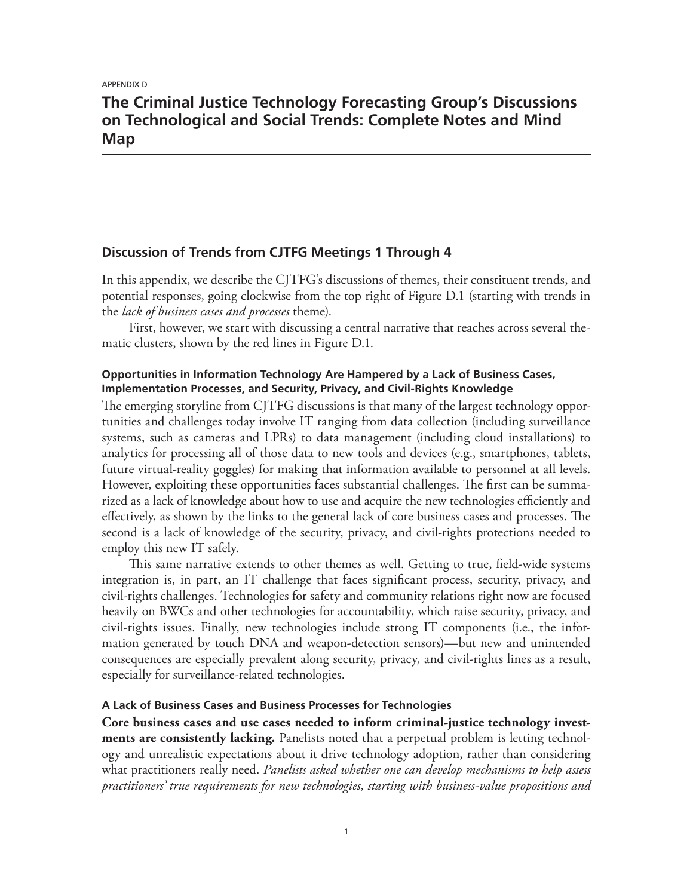APPENDIX D

# The Criminal Justice Technology Forecasting Group's Discussions on Technological and Social Trends: Complete Notes and Mind Map

## Discussion of Trends from CJTFG Meetings 1 Through 4

In this appendix, we describe the CJTFG's discussions of themes, their constituent trends, and potential responses, going clockwise from the top right of Figure D.1 (starting with trends in the *lack of business cases and processes* theme).

First, however, we start with discussing a central narrative that reaches across several thematic clusters, shown by the red lines in Figure D.1.

### Opportunities in Information Technology Are Hampered by a Lack of Business Cases, Implementation Processes, and Security, Privacy, and Civil-Rights Knowledge

The emerging storyline from CJTFG discussions is that many of the largest technology opportunities and challenges today involve IT ranging from data collection (including surveillance systems, such as cameras and LPRs) to data management (including cloud installations) to analytics for processing all of those data to new tools and devices (e.g., smartphones, tablets, future virtual-reality goggles) for making that information available to personnel at all levels. However, exploiting these opportunities faces substantial challenges. The first can be summarized as a lack of knowledge about how to use and acquire the new technologies efficiently and effectively, as shown by the links to the general lack of core business cases and processes. The second is a lack of knowledge of the security, privacy, and civil-rights protections needed to employ this new IT safely.

This same narrative extends to other themes as well. Getting to true, field-wide systems integration is, in part, an IT challenge that faces significant process, security, privacy, and civil-rights challenges. Technologies for safety and community relations right now are focused heavily on BWCs and other technologies for accountability, which raise security, privacy, and civil-rights issues. Finally, new technologies include strong IT components (i.e., the information generated by touch DNA and weapon-detection sensors)—but new and unintended consequences are especially prevalent along security, privacy, and civil-rights lines as a result, especially for surveillance-related technologies.

### A Lack of Business Cases and Business Processes for Technologies

**Core business cases and use cases needed to inform criminal-justice technology investments are consistently lacking.** Panelists noted that a perpetual problem is letting technology and unrealistic expectations about it drive technology adoption, rather than considering what practitioners really need. *Panelists asked whether one can develop mechanisms to help assess practitioners' true requirements for new technologies, starting with business-value propositions and*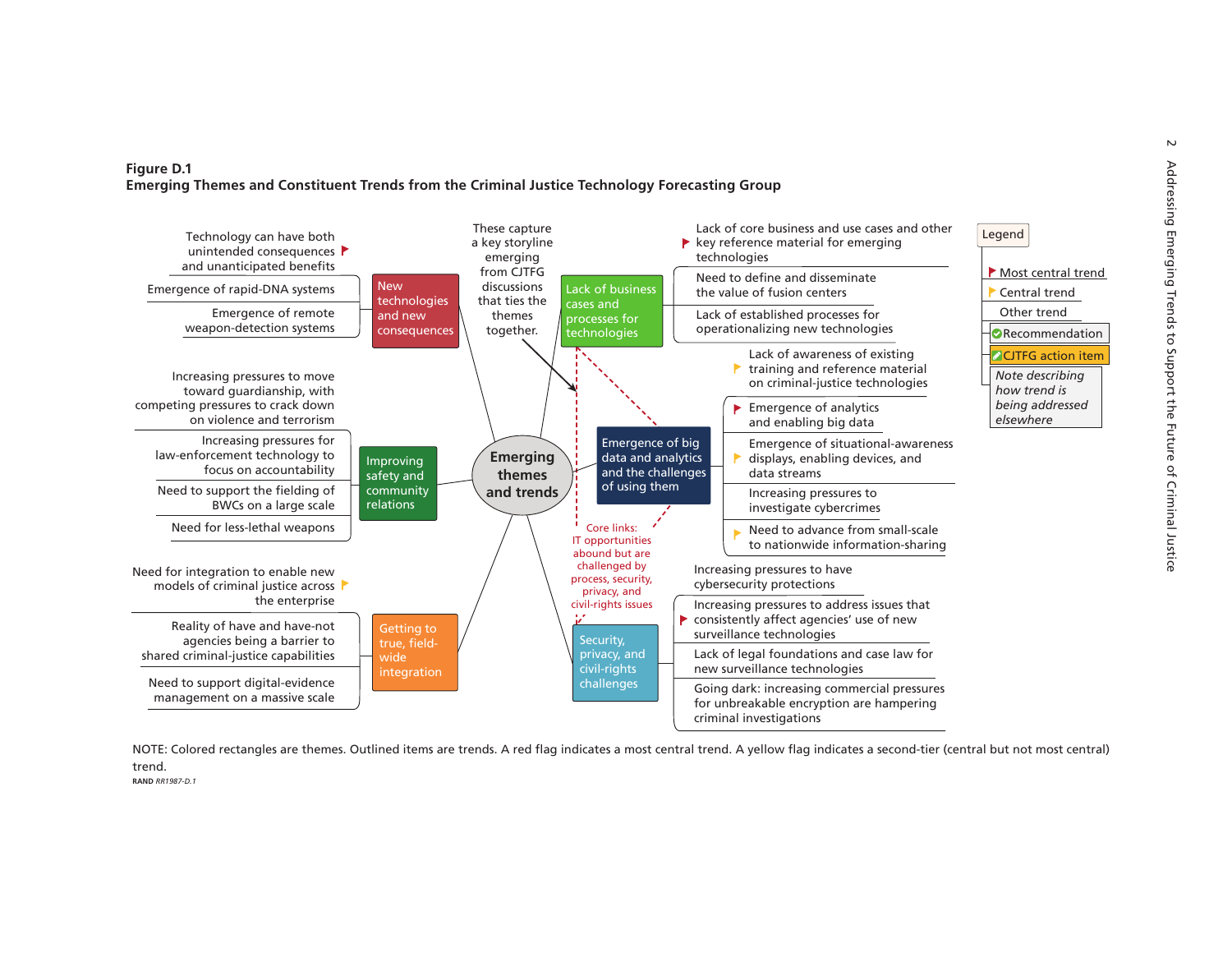**Figure D.1**
**Emerging Themes and Constituent Trends from the Criminal Justice Technology Forecasting Group**

Emerging themes and trends

These capture a key storyline emerging from CJTFG discussions that ties the themes together.

New technologies and new consequences
- Technology can have both unintended consequences and unanticipated benefits
- Emergence of rapid-DNA systems
- Emergence of remote weapon-detection systems

Improving safety and community relations
- Increasing pressures to move toward guardianship, with competing pressures to crack down on violence and terrorism
- Increasing pressures for law-enforcement technology to focus on accountability
- Need to support the fielding of BWCs on a large scale
- Need for less-lethal weapons

Getting to true, field-wide integration
- Need for integration to enable new models of criminal justice across the enterprise
- Reality of have and have-not agencies being a barrier to shared criminal-justice capabilities
- Need to support digital-evidence management on a massive scale

Lack of business cases and processes for technologies
- Lack of core business and use cases and other key reference material for emerging technologies
- Need to define and disseminate the value of fusion centers
- Lack of established processes for operationalizing new technologies

Emergence of big data and analytics and the challenges of using them
- Lack of awareness of existing training and reference material on criminal-justice technologies
- Emergence of analytics and enabling big data
- Emergence of situational-awareness displays, enabling devices, and data streams
- Increasing pressures to investigate cybercrimes
- Need to advance from small-scale to nationwide information-sharing

Security, privacy, and civil-rights challenges
- Increasing pressures to have cybersecurity protections
- Increasing pressures to address issues that consistently affect agencies' use of new surveillance technologies
- Lack of legal foundations and case law for new surveillance technologies
- Going dark: increasing commercial pressures for unbreakable encryption are hampering criminal investigations

Core links: IT opportunities abound but are challenged by process, security, privacy, and civil-rights issues

Legend
- Most central trend
- Central trend
- Other trend
- Recommendation
- CJTFG action item
- *Note describing how trend is being addressed elsewhere*

NOTE: Colored rectangles are themes. Outlined items are trends. A red flag indicates a most central trend. A yellow flag indicates a second-tier (central but not most central) trend.

RAND *RR1987-D.1*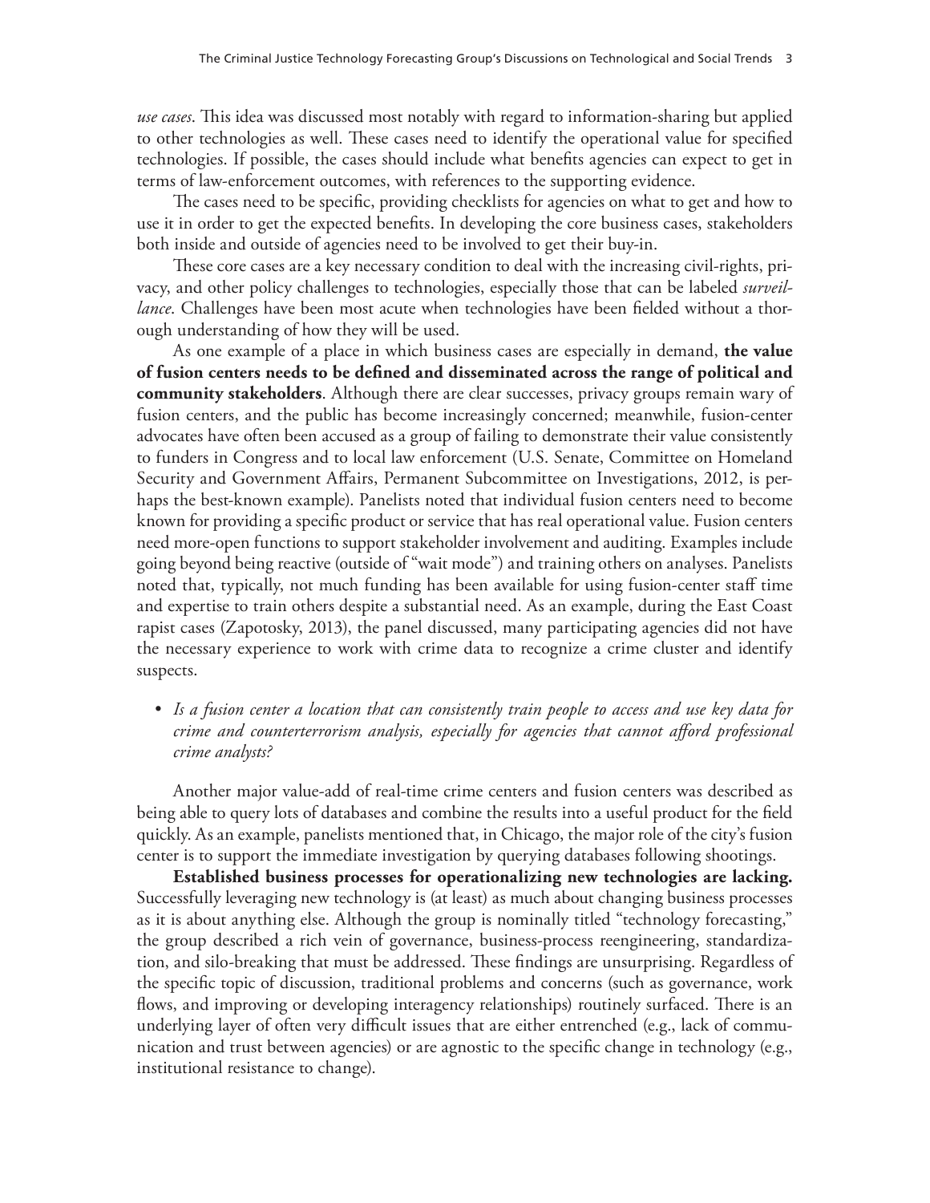*use cases*. This idea was discussed most notably with regard to information-sharing but applied to other technologies as well. These cases need to identify the operational value for specified technologies. If possible, the cases should include what benefits agencies can expect to get in terms of law-enforcement outcomes, with references to the supporting evidence.

The cases need to be specific, providing checklists for agencies on what to get and how to use it in order to get the expected benefits. In developing the core business cases, stakeholders both inside and outside of agencies need to be involved to get their buy-in.

These core cases are a key necessary condition to deal with the increasing civil-rights, privacy, and other policy challenges to technologies, especially those that can be labeled *surveillance*. Challenges have been most acute when technologies have been fielded without a thorough understanding of how they will be used.

As one example of a place in which business cases are especially in demand, **the value of fusion centers needs to be defined and disseminated across the range of political and community stakeholders**. Although there are clear successes, privacy groups remain wary of fusion centers, and the public has become increasingly concerned; meanwhile, fusion-center advocates have often been accused as a group of failing to demonstrate their value consistently to funders in Congress and to local law enforcement (U.S. Senate, Committee on Homeland Security and Government Affairs, Permanent Subcommittee on Investigations, 2012, is perhaps the best-known example). Panelists noted that individual fusion centers need to become known for providing a specific product or service that has real operational value. Fusion centers need more-open functions to support stakeholder involvement and auditing. Examples include going beyond being reactive (outside of "wait mode") and training others on analyses. Panelists noted that, typically, not much funding has been available for using fusion-center staff time and expertise to train others despite a substantial need. As an example, during the East Coast rapist cases (Zapotosky, 2013), the panel discussed, many participating agencies did not have the necessary experience to work with crime data to recognize a crime cluster and identify suspects.

- *Is a fusion center a location that can consistently train people to access and use key data for crime and counterterrorism analysis, especially for agencies that cannot afford professional crime analysts?*

Another major value-add of real-time crime centers and fusion centers was described as being able to query lots of databases and combine the results into a useful product for the field quickly. As an example, panelists mentioned that, in Chicago, the major role of the city's fusion center is to support the immediate investigation by querying databases following shootings.

**Established business processes for operationalizing new technologies are lacking.** Successfully leveraging new technology is (at least) as much about changing business processes as it is about anything else. Although the group is nominally titled "technology forecasting," the group described a rich vein of governance, business-process reengineering, standardization, and silo-breaking that must be addressed. These findings are unsurprising. Regardless of the specific topic of discussion, traditional problems and concerns (such as governance, work flows, and improving or developing interagency relationships) routinely surfaced. There is an underlying layer of often very difficult issues that are either entrenched (e.g., lack of communication and trust between agencies) or are agnostic to the specific change in technology (e.g., institutional resistance to change).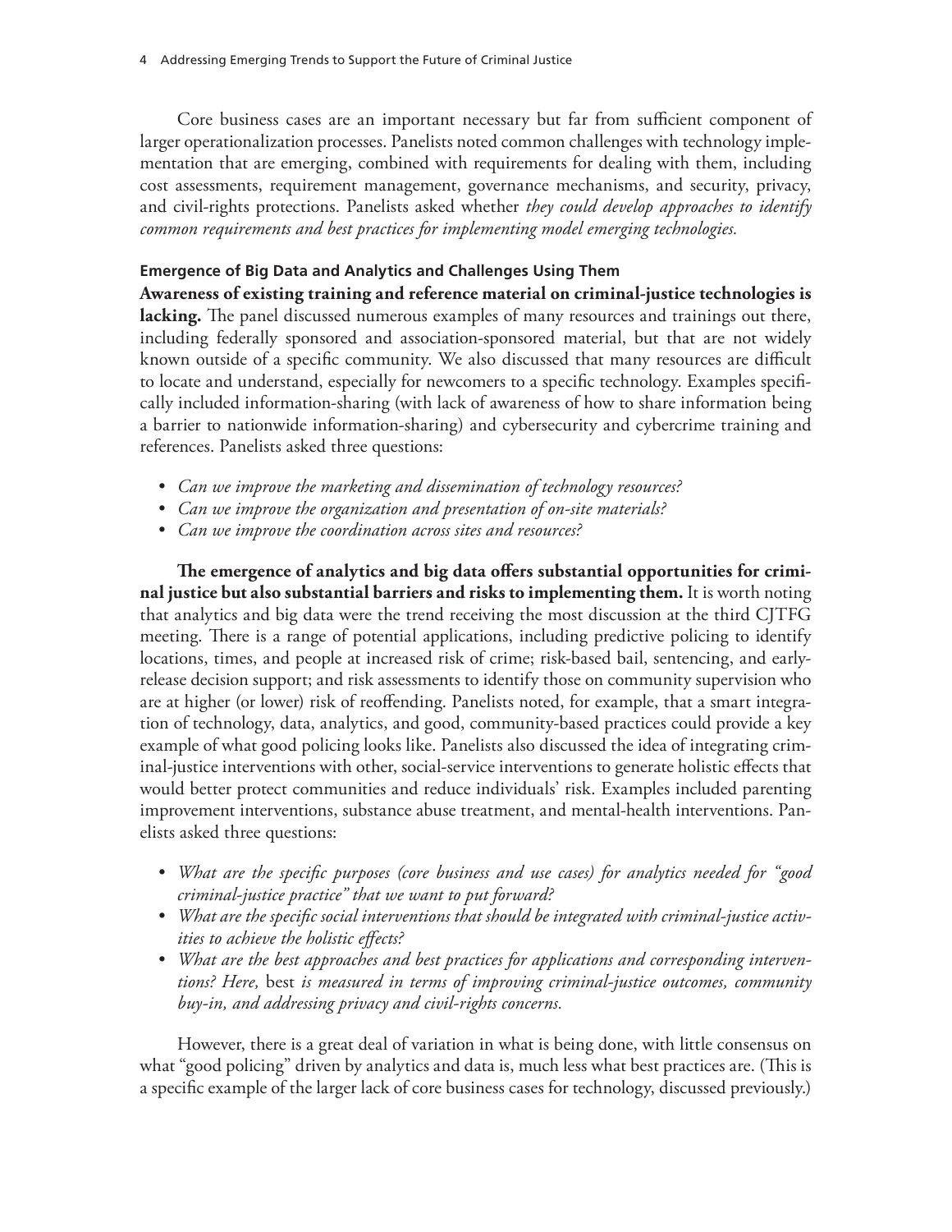Core business cases are an important necessary but far from sufficient component of larger operationalization processes. Panelists noted common challenges with technology implementation that are emerging, combined with requirements for dealing with them, including cost assessments, requirement management, governance mechanisms, and security, privacy, and civil-rights protections. Panelists asked whether *they could develop approaches to identify common requirements and best practices for implementing model emerging technologies.*

#### Emergence of Big Data and Analytics and Challenges Using Them

**Awareness of existing training and reference material on criminal-justice technologies is lacking.** The panel discussed numerous examples of many resources and trainings out there, including federally sponsored and association-sponsored material, but that are not widely known outside of a specific community. We also discussed that many resources are difficult to locate and understand, especially for newcomers to a specific technology. Examples specifically included information-sharing (with lack of awareness of how to share information being a barrier to nationwide information-sharing) and cybersecurity and cybercrime training and references. Panelists asked three questions:

- *Can we improve the marketing and dissemination of technology resources?*
- *Can we improve the organization and presentation of on-site materials?*
- *Can we improve the coordination across sites and resources?*

**The emergence of analytics and big data offers substantial opportunities for criminal justice but also substantial barriers and risks to implementing them.** It is worth noting that analytics and big data were the trend receiving the most discussion at the third CJTFG meeting. There is a range of potential applications, including predictive policing to identify locations, times, and people at increased risk of crime; risk-based bail, sentencing, and early-release decision support; and risk assessments to identify those on community supervision who are at higher (or lower) risk of reoffending. Panelists noted, for example, that a smart integration of technology, data, analytics, and good, community-based practices could provide a key example of what good policing looks like. Panelists also discussed the idea of integrating criminal-justice interventions with other, social-service interventions to generate holistic effects that would better protect communities and reduce individuals' risk. Examples included parenting improvement interventions, substance abuse treatment, and mental-health interventions. Panelists asked three questions:

- *What are the specific purposes (core business and use cases) for analytics needed for "good criminal-justice practice" that we want to put forward?*
- *What are the specific social interventions that should be integrated with criminal-justice activities to achieve the holistic effects?*
- *What are the best approaches and best practices for applications and corresponding interventions? Here,* best *is measured in terms of improving criminal-justice outcomes, community buy-in, and addressing privacy and civil-rights concerns.*

However, there is a great deal of variation in what is being done, with little consensus on what "good policing" driven by analytics and data is, much less what best practices are. (This is a specific example of the larger lack of core business cases for technology, discussed previously.)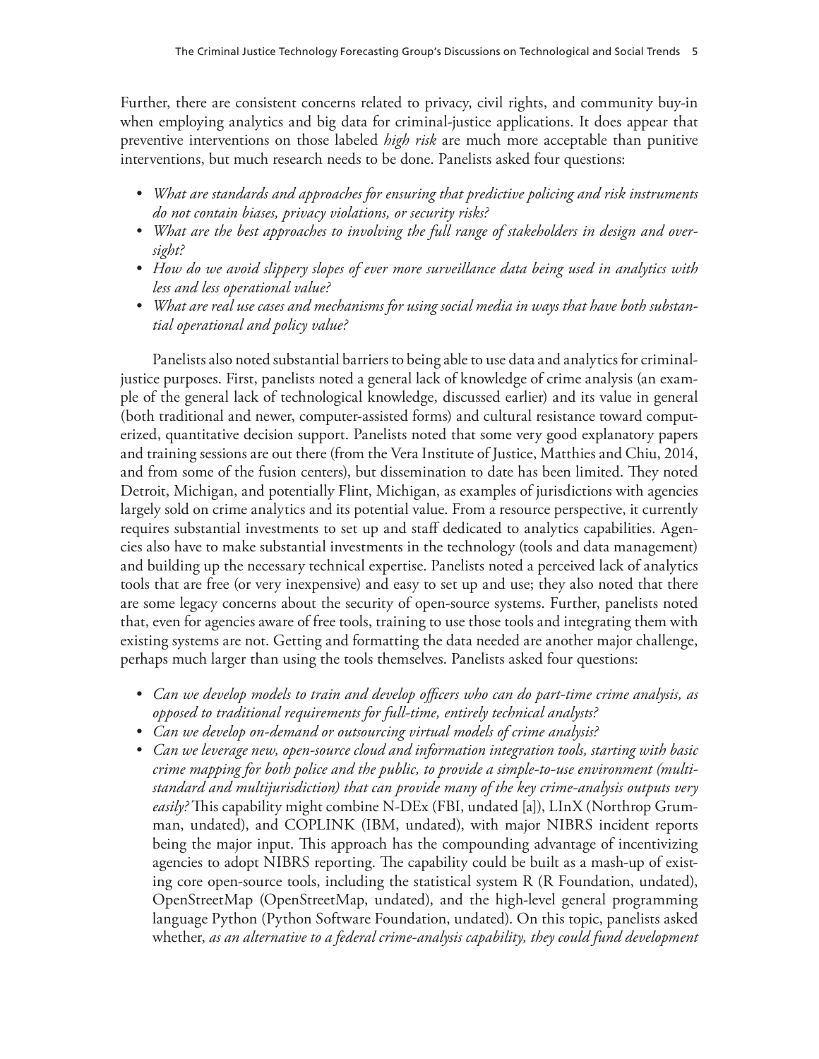Further, there are consistent concerns related to privacy, civil rights, and community buy-in when employing analytics and big data for criminal-justice applications. It does appear that preventive interventions on those labeled *high risk* are much more acceptable than punitive interventions, but much research needs to be done. Panelists asked four questions:

- *What are standards and approaches for ensuring that predictive policing and risk instruments do not contain biases, privacy violations, or security risks?*
- *What are the best approaches to involving the full range of stakeholders in design and oversight?*
- *How do we avoid slippery slopes of ever more surveillance data being used in analytics with less and less operational value?*
- *What are real use cases and mechanisms for using social media in ways that have both substantial operational and policy value?*

Panelists also noted substantial barriers to being able to use data and analytics for criminal-justice purposes. First, panelists noted a general lack of knowledge of crime analysis (an example of the general lack of technological knowledge, discussed earlier) and its value in general (both traditional and newer, computer-assisted forms) and cultural resistance toward computerized, quantitative decision support. Panelists noted that some very good explanatory papers and training sessions are out there (from the Vera Institute of Justice, Matthies and Chiu, 2014, and from some of the fusion centers), but dissemination to date has been limited. They noted Detroit, Michigan, and potentially Flint, Michigan, as examples of jurisdictions with agencies largely sold on crime analytics and its potential value. From a resource perspective, it currently requires substantial investments to set up and staff dedicated to analytics capabilities. Agencies also have to make substantial investments in the technology (tools and data management) and building up the necessary technical expertise. Panelists noted a perceived lack of analytics tools that are free (or very inexpensive) and easy to set up and use; they also noted that there are some legacy concerns about the security of open-source systems. Further, panelists noted that, even for agencies aware of free tools, training to use those tools and integrating them with existing systems are not. Getting and formatting the data needed are another major challenge, perhaps much larger than using the tools themselves. Panelists asked four questions:

- *Can we develop models to train and develop officers who can do part-time crime analysis, as opposed to traditional requirements for full-time, entirely technical analysts?*
- *Can we develop on-demand or outsourcing virtual models of crime analysis?*
- *Can we leverage new, open-source cloud and information integration tools, starting with basic crime mapping for both police and the public, to provide a simple-to-use environment (multistandard and multijurisdiction) that can provide many of the key crime-analysis outputs very easily?* This capability might combine N-DEx (FBI, undated [a]), LInX (Northrop Grumman, undated), and COPLINK (IBM, undated), with major NIBRS incident reports being the major input. This approach has the compounding advantage of incentivizing agencies to adopt NIBRS reporting. The capability could be built as a mash-up of existing core open-source tools, including the statistical system R (R Foundation, undated), OpenStreetMap (OpenStreetMap, undated), and the high-level general programming language Python (Python Software Foundation, undated). On this topic, panelists asked whether, *as an alternative to a federal crime-analysis capability, they could fund development*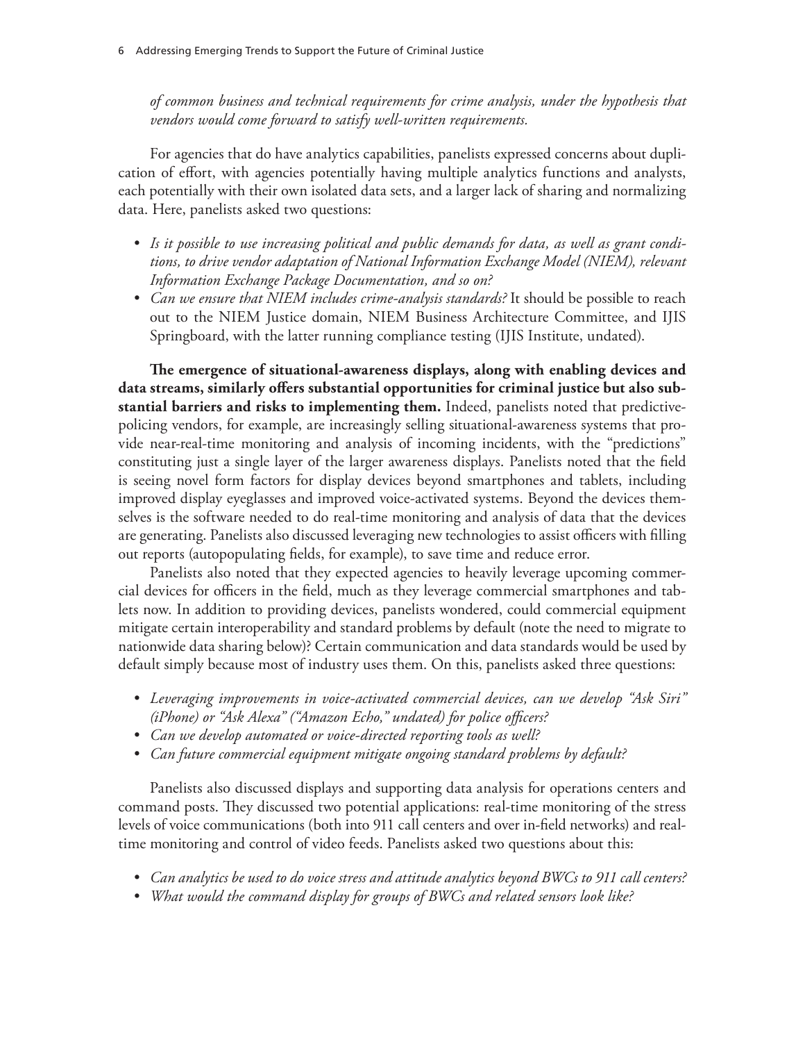*of common business and technical requirements for crime analysis, under the hypothesis that vendors would come forward to satisfy well-written requirements.*

For agencies that do have analytics capabilities, panelists expressed concerns about duplication of effort, with agencies potentially having multiple analytics functions and analysts, each potentially with their own isolated data sets, and a larger lack of sharing and normalizing data. Here, panelists asked two questions:

- *Is it possible to use increasing political and public demands for data, as well as grant conditions, to drive vendor adaptation of National Information Exchange Model (NIEM), relevant Information Exchange Package Documentation, and so on?*
- *Can we ensure that NIEM includes crime-analysis standards?* It should be possible to reach out to the NIEM Justice domain, NIEM Business Architecture Committee, and IJIS Springboard, with the latter running compliance testing (IJIS Institute, undated).

**The emergence of situational-awareness displays, along with enabling devices and data streams, similarly offers substantial opportunities for criminal justice but also substantial barriers and risks to implementing them.** Indeed, panelists noted that predictive-policing vendors, for example, are increasingly selling situational-awareness systems that provide near-real-time monitoring and analysis of incoming incidents, with the "predictions" constituting just a single layer of the larger awareness displays. Panelists noted that the field is seeing novel form factors for display devices beyond smartphones and tablets, including improved display eyeglasses and improved voice-activated systems. Beyond the devices themselves is the software needed to do real-time monitoring and analysis of data that the devices are generating. Panelists also discussed leveraging new technologies to assist officers with filling out reports (autopopulating fields, for example), to save time and reduce error.

Panelists also noted that they expected agencies to heavily leverage upcoming commercial devices for officers in the field, much as they leverage commercial smartphones and tablets now. In addition to providing devices, panelists wondered, could commercial equipment mitigate certain interoperability and standard problems by default (note the need to migrate to nationwide data sharing below)? Certain communication and data standards would be used by default simply because most of industry uses them. On this, panelists asked three questions:

- *Leveraging improvements in voice-activated commercial devices, can we develop "Ask Siri" (iPhone) or "Ask Alexa" ("Amazon Echo," undated) for police officers?*
- *Can we develop automated or voice-directed reporting tools as well?*
- *Can future commercial equipment mitigate ongoing standard problems by default?*

Panelists also discussed displays and supporting data analysis for operations centers and command posts. They discussed two potential applications: real-time monitoring of the stress levels of voice communications (both into 911 call centers and over in-field networks) and real-time monitoring and control of video feeds. Panelists asked two questions about this:

- *Can analytics be used to do voice stress and attitude analytics beyond BWCs to 911 call centers?*
- *What would the command display for groups of BWCs and related sensors look like?*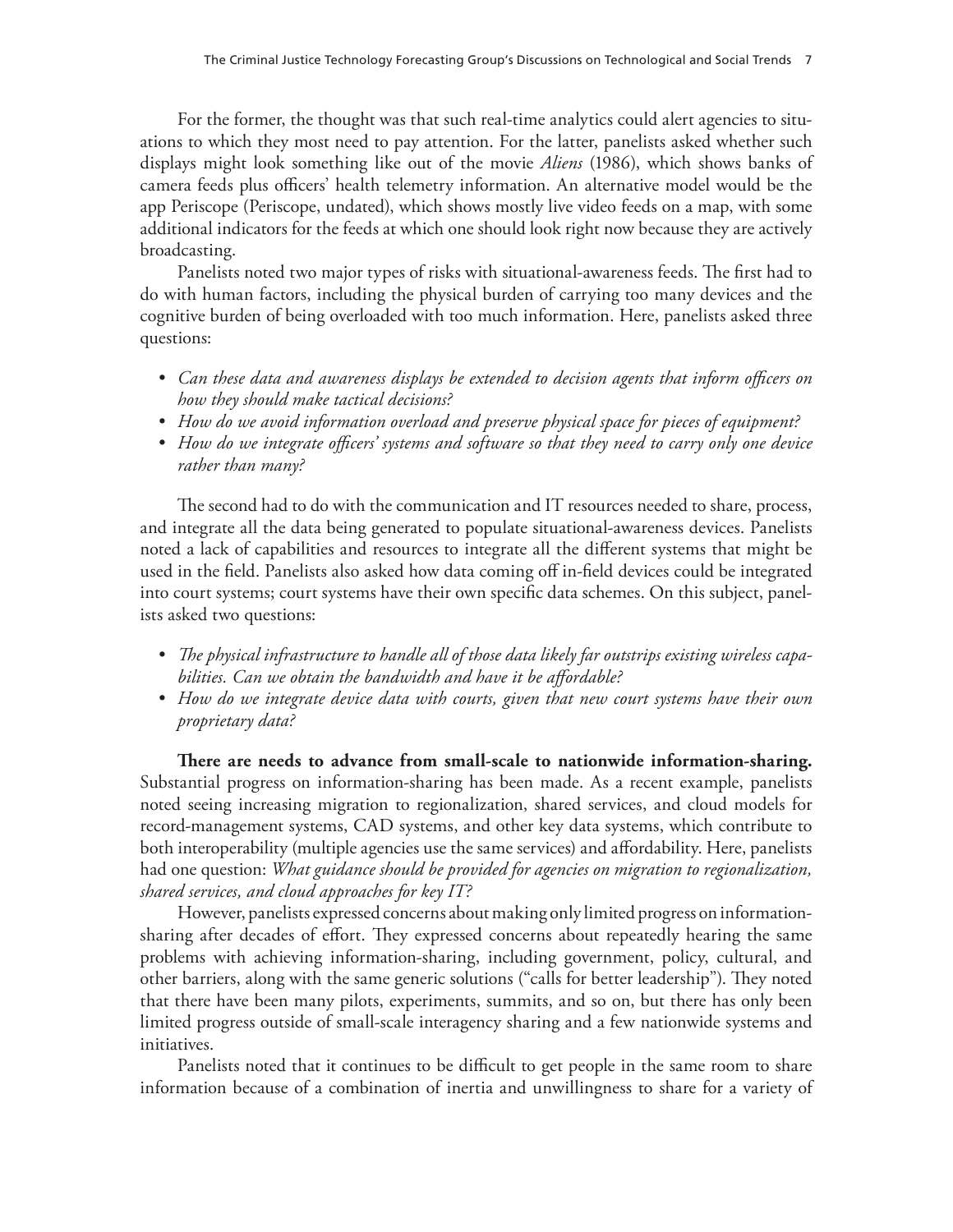For the former, the thought was that such real-time analytics could alert agencies to situations to which they most need to pay attention. For the latter, panelists asked whether such displays might look something like out of the movie *Aliens* (1986), which shows banks of camera feeds plus officers' health telemetry information. An alternative model would be the app Periscope (Periscope, undated), which shows mostly live video feeds on a map, with some additional indicators for the feeds at which one should look right now because they are actively broadcasting.

Panelists noted two major types of risks with situational-awareness feeds. The first had to do with human factors, including the physical burden of carrying too many devices and the cognitive burden of being overloaded with too much information. Here, panelists asked three questions:

- *Can these data and awareness displays be extended to decision agents that inform officers on how they should make tactical decisions?*
- *How do we avoid information overload and preserve physical space for pieces of equipment?*
- *How do we integrate officers' systems and software so that they need to carry only one device rather than many?*

The second had to do with the communication and IT resources needed to share, process, and integrate all the data being generated to populate situational-awareness devices. Panelists noted a lack of capabilities and resources to integrate all the different systems that might be used in the field. Panelists also asked how data coming off in-field devices could be integrated into court systems; court systems have their own specific data schemes. On this subject, panelists asked two questions:

- *The physical infrastructure to handle all of those data likely far outstrips existing wireless capabilities. Can we obtain the bandwidth and have it be affordable?*
- *How do we integrate device data with courts, given that new court systems have their own proprietary data?*

**There are needs to advance from small-scale to nationwide information-sharing.** Substantial progress on information-sharing has been made. As a recent example, panelists noted seeing increasing migration to regionalization, shared services, and cloud models for record-management systems, CAD systems, and other key data systems, which contribute to both interoperability (multiple agencies use the same services) and affordability. Here, panelists had one question: *What guidance should be provided for agencies on migration to regionalization, shared services, and cloud approaches for key IT?*

However, panelists expressed concerns about making only limited progress on information-sharing after decades of effort. They expressed concerns about repeatedly hearing the same problems with achieving information-sharing, including government, policy, cultural, and other barriers, along with the same generic solutions ("calls for better leadership"). They noted that there have been many pilots, experiments, summits, and so on, but there has only been limited progress outside of small-scale interagency sharing and a few nationwide systems and initiatives.

Panelists noted that it continues to be difficult to get people in the same room to share information because of a combination of inertia and unwillingness to share for a variety of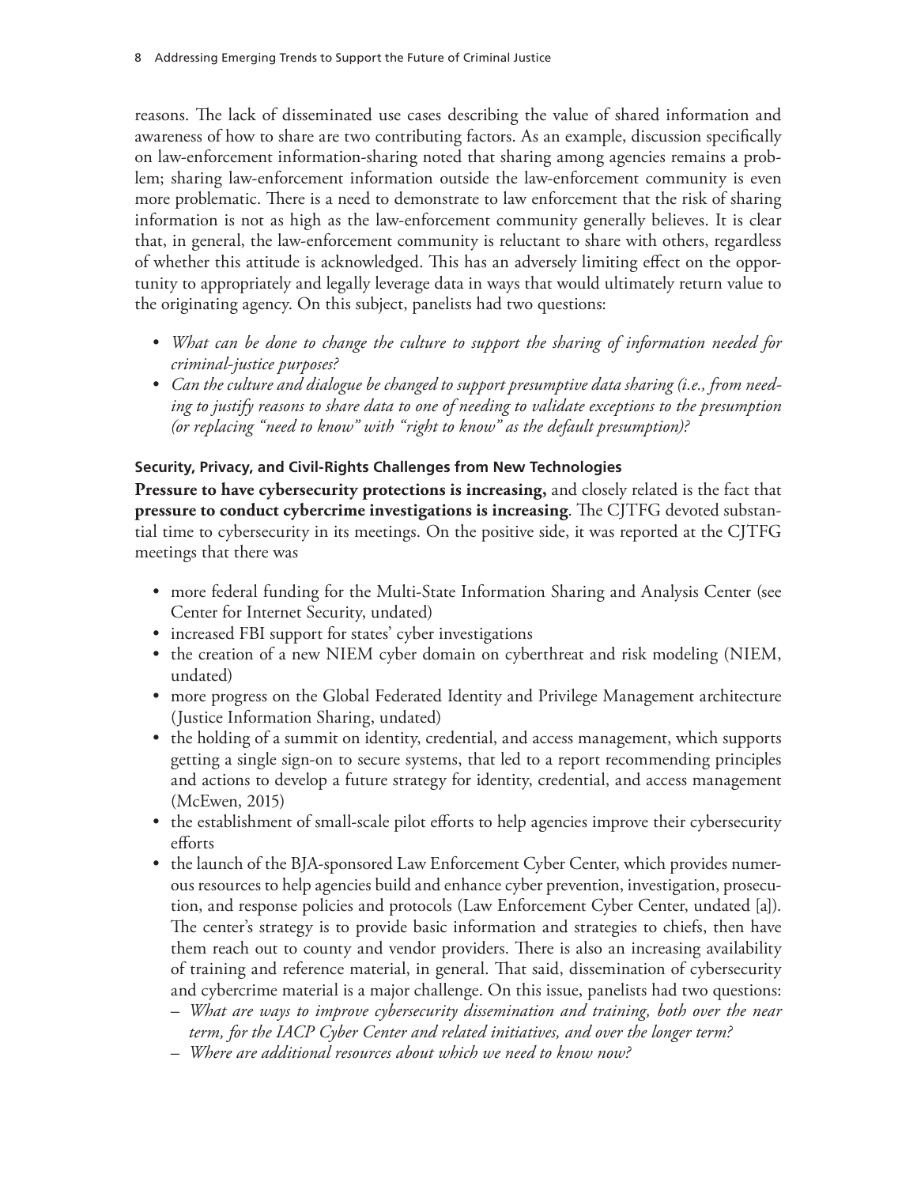reasons. The lack of disseminated use cases describing the value of shared information and awareness of how to share are two contributing factors. As an example, discussion specifically on law-enforcement information-sharing noted that sharing among agencies remains a problem; sharing law-enforcement information outside the law-enforcement community is even more problematic. There is a need to demonstrate to law enforcement that the risk of sharing information is not as high as the law-enforcement community generally believes. It is clear that, in general, the law-enforcement community is reluctant to share with others, regardless of whether this attitude is acknowledged. This has an adversely limiting effect on the opportunity to appropriately and legally leverage data in ways that would ultimately return value to the originating agency. On this subject, panelists had two questions:

- *What can be done to change the culture to support the sharing of information needed for criminal-justice purposes?*
- *Can the culture and dialogue be changed to support presumptive data sharing (i.e., from needing to justify reasons to share data to one of needing to validate exceptions to the presumption (or replacing "need to know" with "right to know" as the default presumption)?*

#### Security, Privacy, and Civil-Rights Challenges from New Technologies

**Pressure to have cybersecurity protections is increasing,** and closely related is the fact that **pressure to conduct cybercrime investigations is increasing**. The CJTFG devoted substantial time to cybersecurity in its meetings. On the positive side, it was reported at the CJTFG meetings that there was

- more federal funding for the Multi-State Information Sharing and Analysis Center (see Center for Internet Security, undated)
- increased FBI support for states' cyber investigations
- the creation of a new NIEM cyber domain on cyberthreat and risk modeling (NIEM, undated)
- more progress on the Global Federated Identity and Privilege Management architecture (Justice Information Sharing, undated)
- the holding of a summit on identity, credential, and access management, which supports getting a single sign-on to secure systems, that led to a report recommending principles and actions to develop a future strategy for identity, credential, and access management (McEwen, 2015)
- the establishment of small-scale pilot efforts to help agencies improve their cybersecurity efforts
- the launch of the BJA-sponsored Law Enforcement Cyber Center, which provides numerous resources to help agencies build and enhance cyber prevention, investigation, prosecution, and response policies and protocols (Law Enforcement Cyber Center, undated [a]). The center's strategy is to provide basic information and strategies to chiefs, then have them reach out to county and vendor providers. There is also an increasing availability of training and reference material, in general. That said, dissemination of cybersecurity and cybercrime material is a major challenge. On this issue, panelists had two questions:
  - *What are ways to improve cybersecurity dissemination and training, both over the near term, for the IACP Cyber Center and related initiatives, and over the longer term?*
  - *Where are additional resources about which we need to know now?*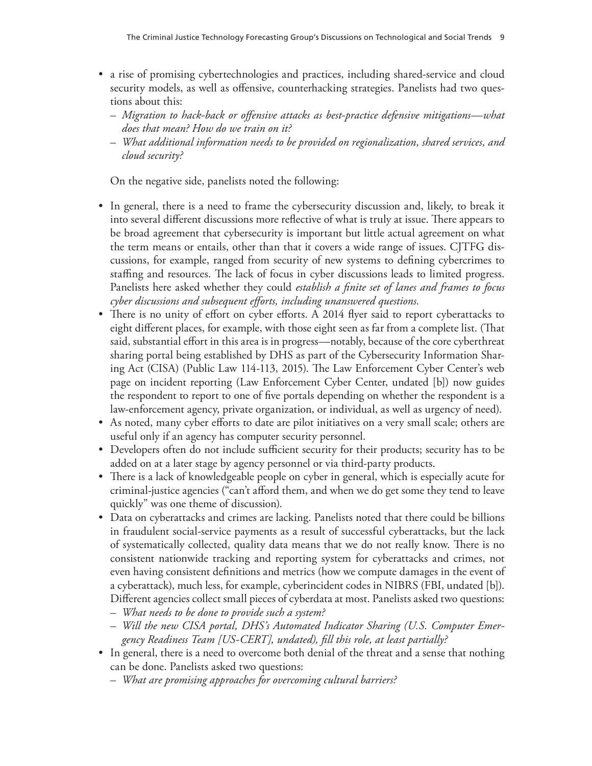- a rise of promising cybertechnologies and practices, including shared-service and cloud security models, as well as offensive, counterhacking strategies. Panelists had two questions about this:
  – *Migration to hack-back or offensive attacks as best-practice defensive mitigations—what does that mean? How do we train on it?*
  – *What additional information needs to be provided on regionalization, shared services, and cloud security?*

On the negative side, panelists noted the following:

- In general, there is a need to frame the cybersecurity discussion and, likely, to break it into several different discussions more reflective of what is truly at issue. There appears to be broad agreement that cybersecurity is important but little actual agreement on what the term means or entails, other than that it covers a wide range of issues. CJTFG discussions, for example, ranged from security of new systems to defining cybercrimes to staffing and resources. The lack of focus in cyber discussions leads to limited progress. Panelists here asked whether they could *establish a finite set of lanes and frames to focus cyber discussions and subsequent efforts, including unanswered questions.*
- There is no unity of effort on cyber efforts. A 2014 flyer said to report cyberattacks to eight different places, for example, with those eight seen as far from a complete list. (That said, substantial effort in this area is in progress—notably, because of the core cyberthreat sharing portal being established by DHS as part of the Cybersecurity Information Sharing Act (CISA) (Public Law 114-113, 2015). The Law Enforcement Cyber Center's web page on incident reporting (Law Enforcement Cyber Center, undated [b]) now guides the respondent to report to one of five portals depending on whether the respondent is a law-enforcement agency, private organization, or individual, as well as urgency of need).
- As noted, many cyber efforts to date are pilot initiatives on a very small scale; others are useful only if an agency has computer security personnel.
- Developers often do not include sufficient security for their products; security has to be added on at a later stage by agency personnel or via third-party products.
- There is a lack of knowledgeable people on cyber in general, which is especially acute for criminal-justice agencies ("can't afford them, and when we do get some they tend to leave quickly" was one theme of discussion).
- Data on cyberattacks and crimes are lacking. Panelists noted that there could be billions in fraudulent social-service payments as a result of successful cyberattacks, but the lack of systematically collected, quality data means that we do not really know. There is no consistent nationwide tracking and reporting system for cyberattacks and crimes, not even having consistent definitions and metrics (how we compute damages in the event of a cyberattack), much less, for example, cyberincident codes in NIBRS (FBI, undated [b]). Different agencies collect small pieces of cyberdata at most. Panelists asked two questions:
  – *What needs to be done to provide such a system?*
  – *Will the new CISA portal, DHS's Automated Indicator Sharing (U.S. Computer Emergency Readiness Team [US-CERT], undated), fill this role, at least partially?*
- In general, there is a need to overcome both denial of the threat and a sense that nothing can be done. Panelists asked two questions:
  – *What are promising approaches for overcoming cultural barriers?*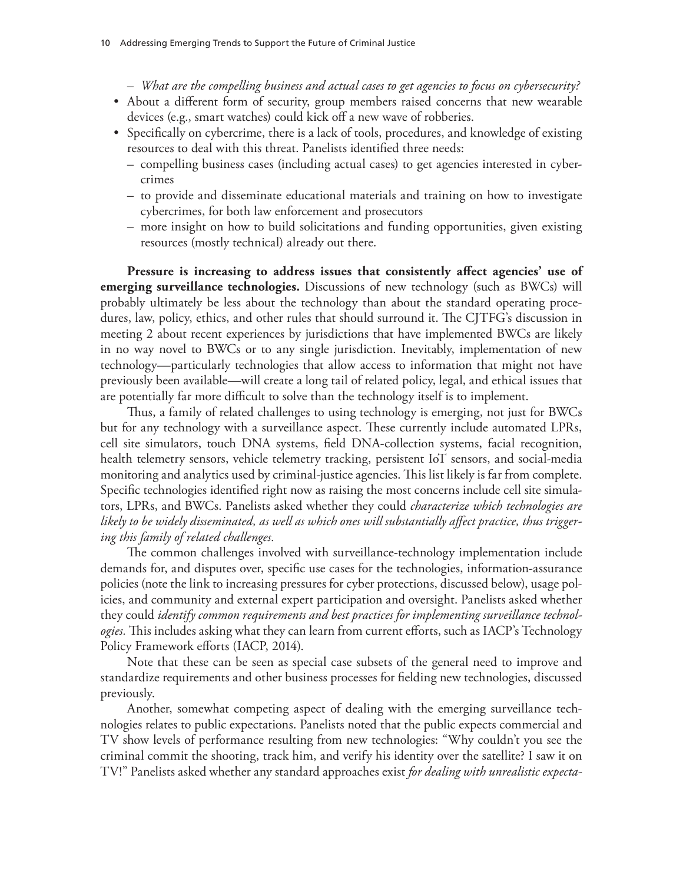- *What are the compelling business and actual cases to get agencies to focus on cybersecurity?*
- About a different form of security, group members raised concerns that new wearable devices (e.g., smart watches) could kick off a new wave of robberies.
- Specifically on cybercrime, there is a lack of tools, procedures, and knowledge of existing resources to deal with this threat. Panelists identified three needs:
  - compelling business cases (including actual cases) to get agencies interested in cybercrimes
  - to provide and disseminate educational materials and training on how to investigate cybercrimes, for both law enforcement and prosecutors
  - more insight on how to build solicitations and funding opportunities, given existing resources (mostly technical) already out there.

**Pressure is increasing to address issues that consistently affect agencies' use of emerging surveillance technologies.** Discussions of new technology (such as BWCs) will probably ultimately be less about the technology than about the standard operating procedures, law, policy, ethics, and other rules that should surround it. The CJTFG's discussion in meeting 2 about recent experiences by jurisdictions that have implemented BWCs are likely in no way novel to BWCs or to any single jurisdiction. Inevitably, implementation of new technology—particularly technologies that allow access to information that might not have previously been available—will create a long tail of related policy, legal, and ethical issues that are potentially far more difficult to solve than the technology itself is to implement.

Thus, a family of related challenges to using technology is emerging, not just for BWCs but for any technology with a surveillance aspect. These currently include automated LPRs, cell site simulators, touch DNA systems, field DNA-collection systems, facial recognition, health telemetry sensors, vehicle telemetry tracking, persistent IoT sensors, and social-media monitoring and analytics used by criminal-justice agencies. This list likely is far from complete. Specific technologies identified right now as raising the most concerns include cell site simulators, LPRs, and BWCs. Panelists asked whether they could *characterize which technologies are likely to be widely disseminated, as well as which ones will substantially affect practice, thus triggering this family of related challenges.*

The common challenges involved with surveillance-technology implementation include demands for, and disputes over, specific use cases for the technologies, information-assurance policies (note the link to increasing pressures for cyber protections, discussed below), usage policies, and community and external expert participation and oversight. Panelists asked whether they could *identify common requirements and best practices for implementing surveillance technologies.* This includes asking what they can learn from current efforts, such as IACP's Technology Policy Framework efforts (IACP, 2014).

Note that these can be seen as special case subsets of the general need to improve and standardize requirements and other business processes for fielding new technologies, discussed previously.

Another, somewhat competing aspect of dealing with the emerging surveillance technologies relates to public expectations. Panelists noted that the public expects commercial and TV show levels of performance resulting from new technologies: "Why couldn't you see the criminal commit the shooting, track him, and verify his identity over the satellite? I saw it on TV!" Panelists asked whether any standard approaches exist *for dealing with unrealistic expecta-*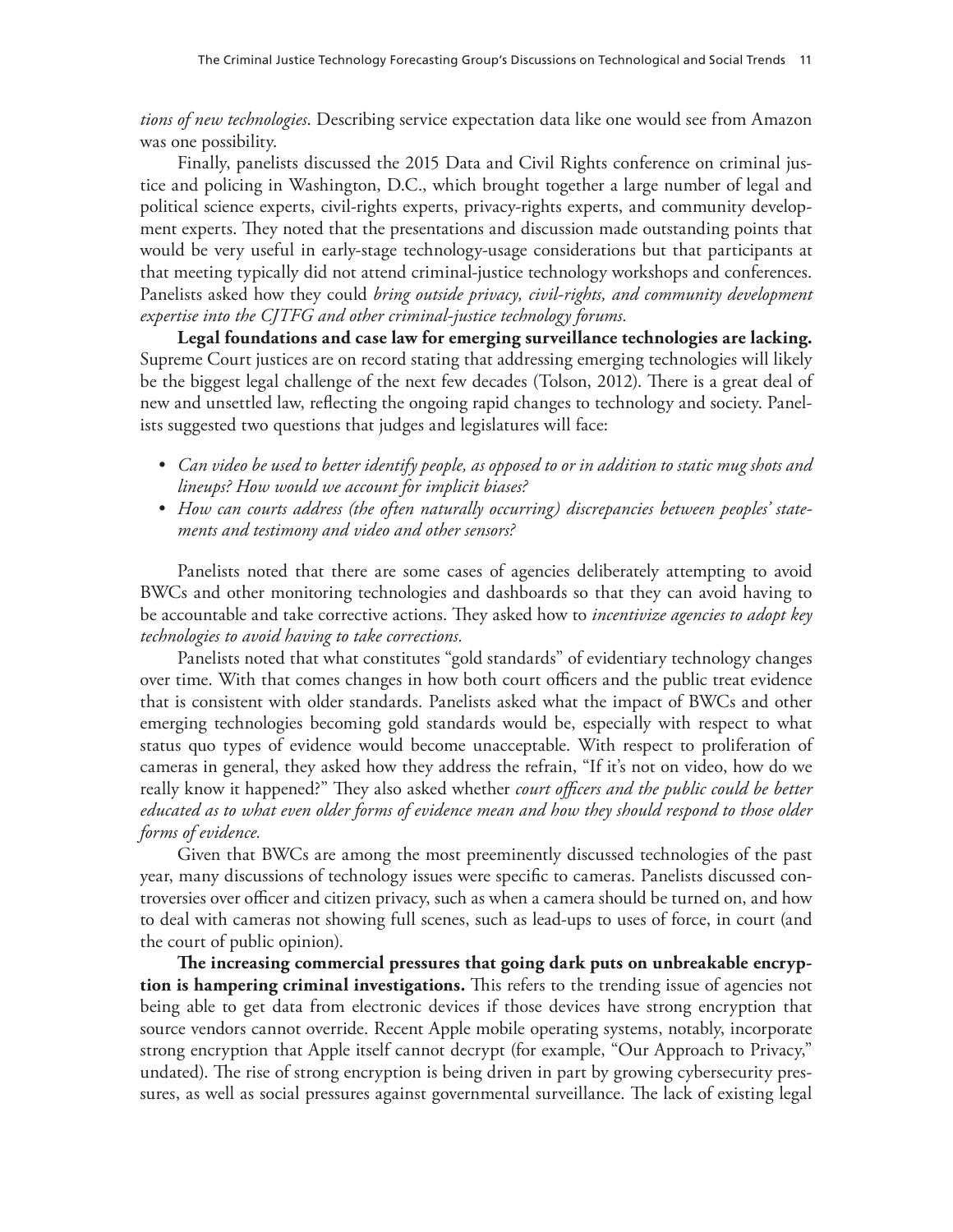*tions of new technologies*. Describing service expectation data like one would see from Amazon was one possibility.

Finally, panelists discussed the 2015 Data and Civil Rights conference on criminal justice and policing in Washington, D.C., which brought together a large number of legal and political science experts, civil-rights experts, privacy-rights experts, and community development experts. They noted that the presentations and discussion made outstanding points that would be very useful in early-stage technology-usage considerations but that participants at that meeting typically did not attend criminal-justice technology workshops and conferences. Panelists asked how they could *bring outside privacy, civil-rights, and community development expertise into the CJTFG and other criminal-justice technology forums.*

**Legal foundations and case law for emerging surveillance technologies are lacking.** Supreme Court justices are on record stating that addressing emerging technologies will likely be the biggest legal challenge of the next few decades (Tolson, 2012). There is a great deal of new and unsettled law, reflecting the ongoing rapid changes to technology and society. Panelists suggested two questions that judges and legislatures will face:

- *Can video be used to better identify people, as opposed to or in addition to static mug shots and lineups? How would we account for implicit biases?*
- *How can courts address (the often naturally occurring) discrepancies between peoples' statements and testimony and video and other sensors?*

Panelists noted that there are some cases of agencies deliberately attempting to avoid BWCs and other monitoring technologies and dashboards so that they can avoid having to be accountable and take corrective actions. They asked how to *incentivize agencies to adopt key technologies to avoid having to take corrections.*

Panelists noted that what constitutes "gold standards" of evidentiary technology changes over time. With that comes changes in how both court officers and the public treat evidence that is consistent with older standards. Panelists asked what the impact of BWCs and other emerging technologies becoming gold standards would be, especially with respect to what status quo types of evidence would become unacceptable. With respect to proliferation of cameras in general, they asked how they address the refrain, "If it's not on video, how do we really know it happened?" They also asked whether *court officers and the public could be better educated as to what even older forms of evidence mean and how they should respond to those older forms of evidence.*

Given that BWCs are among the most preeminently discussed technologies of the past year, many discussions of technology issues were specific to cameras. Panelists discussed controversies over officer and citizen privacy, such as when a camera should be turned on, and how to deal with cameras not showing full scenes, such as lead-ups to uses of force, in court (and the court of public opinion).

**The increasing commercial pressures that going dark puts on unbreakable encryption is hampering criminal investigations.** This refers to the trending issue of agencies not being able to get data from electronic devices if those devices have strong encryption that source vendors cannot override. Recent Apple mobile operating systems, notably, incorporate strong encryption that Apple itself cannot decrypt (for example, "Our Approach to Privacy," undated). The rise of strong encryption is being driven in part by growing cybersecurity pressures, as well as social pressures against governmental surveillance. The lack of existing legal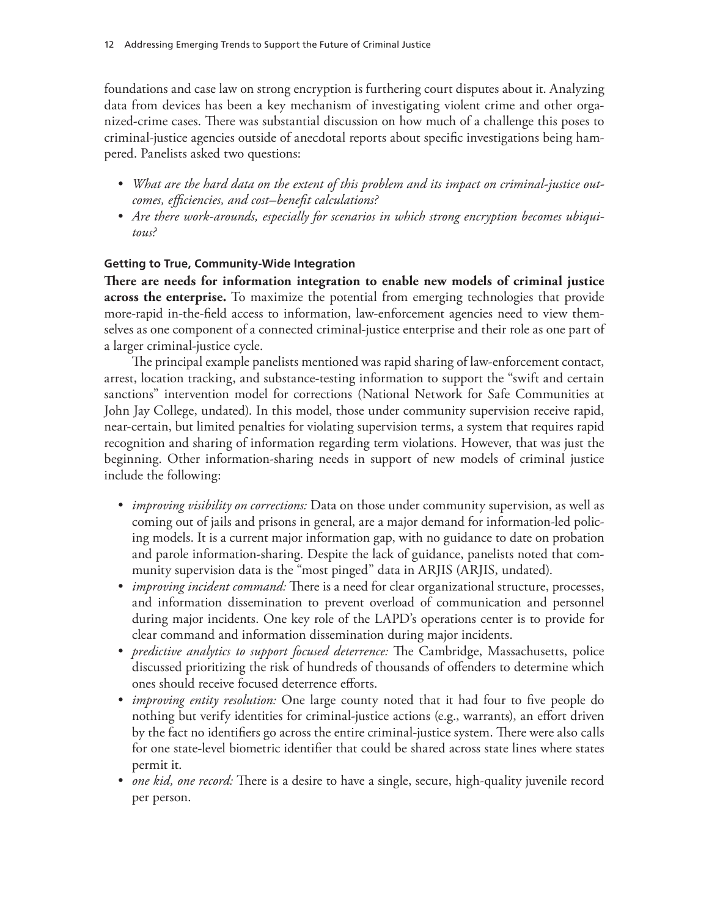foundations and case law on strong encryption is furthering court disputes about it. Analyzing data from devices has been a key mechanism of investigating violent crime and other organized-crime cases. There was substantial discussion on how much of a challenge this poses to criminal-justice agencies outside of anecdotal reports about specific investigations being hampered. Panelists asked two questions:

- *What are the hard data on the extent of this problem and its impact on criminal-justice outcomes, efficiencies, and cost–benefit calculations?*
- *Are there work-arounds, especially for scenarios in which strong encryption becomes ubiquitous?*

#### Getting to True, Community-Wide Integration

**There are needs for information integration to enable new models of criminal justice across the enterprise.** To maximize the potential from emerging technologies that provide more-rapid in-the-field access to information, law-enforcement agencies need to view themselves as one component of a connected criminal-justice enterprise and their role as one part of a larger criminal-justice cycle.

The principal example panelists mentioned was rapid sharing of law-enforcement contact, arrest, location tracking, and substance-testing information to support the "swift and certain sanctions" intervention model for corrections (National Network for Safe Communities at John Jay College, undated). In this model, those under community supervision receive rapid, near-certain, but limited penalties for violating supervision terms, a system that requires rapid recognition and sharing of information regarding term violations. However, that was just the beginning. Other information-sharing needs in support of new models of criminal justice include the following:

- *improving visibility on corrections:* Data on those under community supervision, as well as coming out of jails and prisons in general, are a major demand for information-led policing models. It is a current major information gap, with no guidance to date on probation and parole information-sharing. Despite the lack of guidance, panelists noted that community supervision data is the "most pinged" data in ARJIS (ARJIS, undated).
- *improving incident command:* There is a need for clear organizational structure, processes, and information dissemination to prevent overload of communication and personnel during major incidents. One key role of the LAPD's operations center is to provide for clear command and information dissemination during major incidents.
- *predictive analytics to support focused deterrence:* The Cambridge, Massachusetts, police discussed prioritizing the risk of hundreds of thousands of offenders to determine which ones should receive focused deterrence efforts.
- *improving entity resolution:* One large county noted that it had four to five people do nothing but verify identities for criminal-justice actions (e.g., warrants), an effort driven by the fact no identifiers go across the entire criminal-justice system. There were also calls for one state-level biometric identifier that could be shared across state lines where states permit it.
- *one kid, one record:* There is a desire to have a single, secure, high-quality juvenile record per person.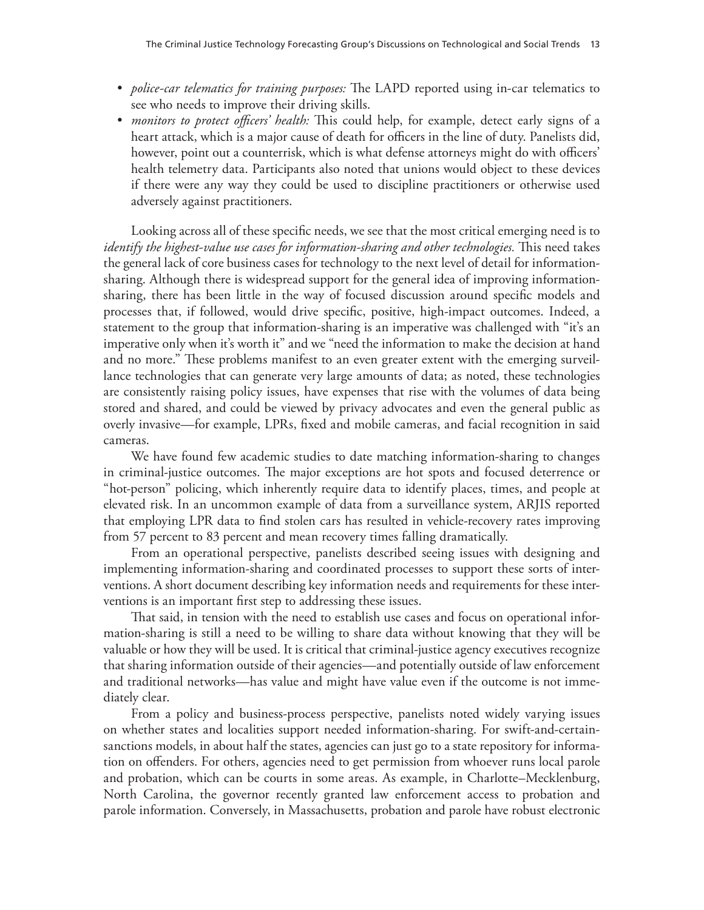- *police-car telematics for training purposes:* The LAPD reported using in-car telematics to see who needs to improve their driving skills.
- *monitors to protect officers' health:* This could help, for example, detect early signs of a heart attack, which is a major cause of death for officers in the line of duty. Panelists did, however, point out a counterrisk, which is what defense attorneys might do with officers' health telemetry data. Participants also noted that unions would object to these devices if there were any way they could be used to discipline practitioners or otherwise used adversely against practitioners.

Looking across all of these specific needs, we see that the most critical emerging need is to *identify the highest-value use cases for information-sharing and other technologies.* This need takes the general lack of core business cases for technology to the next level of detail for information-sharing. Although there is widespread support for the general idea of improving information-sharing, there has been little in the way of focused discussion around specific models and processes that, if followed, would drive specific, positive, high-impact outcomes. Indeed, a statement to the group that information-sharing is an imperative was challenged with "it's an imperative only when it's worth it" and we "need the information to make the decision at hand and no more." These problems manifest to an even greater extent with the emerging surveillance technologies that can generate very large amounts of data; as noted, these technologies are consistently raising policy issues, have expenses that rise with the volumes of data being stored and shared, and could be viewed by privacy advocates and even the general public as overly invasive—for example, LPRs, fixed and mobile cameras, and facial recognition in said cameras.

We have found few academic studies to date matching information-sharing to changes in criminal-justice outcomes. The major exceptions are hot spots and focused deterrence or "hot-person" policing, which inherently require data to identify places, times, and people at elevated risk. In an uncommon example of data from a surveillance system, ARJIS reported that employing LPR data to find stolen cars has resulted in vehicle-recovery rates improving from 57 percent to 83 percent and mean recovery times falling dramatically.

From an operational perspective, panelists described seeing issues with designing and implementing information-sharing and coordinated processes to support these sorts of interventions. A short document describing key information needs and requirements for these interventions is an important first step to addressing these issues.

That said, in tension with the need to establish use cases and focus on operational information-sharing is still a need to be willing to share data without knowing that they will be valuable or how they will be used. It is critical that criminal-justice agency executives recognize that sharing information outside of their agencies—and potentially outside of law enforcement and traditional networks—has value and might have value even if the outcome is not immediately clear.

From a policy and business-process perspective, panelists noted widely varying issues on whether states and localities support needed information-sharing. For swift-and-certain-sanctions models, in about half the states, agencies can just go to a state repository for information on offenders. For others, agencies need to get permission from whoever runs local parole and probation, which can be courts in some areas. As example, in Charlotte–Mecklenburg, North Carolina, the governor recently granted law enforcement access to probation and parole information. Conversely, in Massachusetts, probation and parole have robust electronic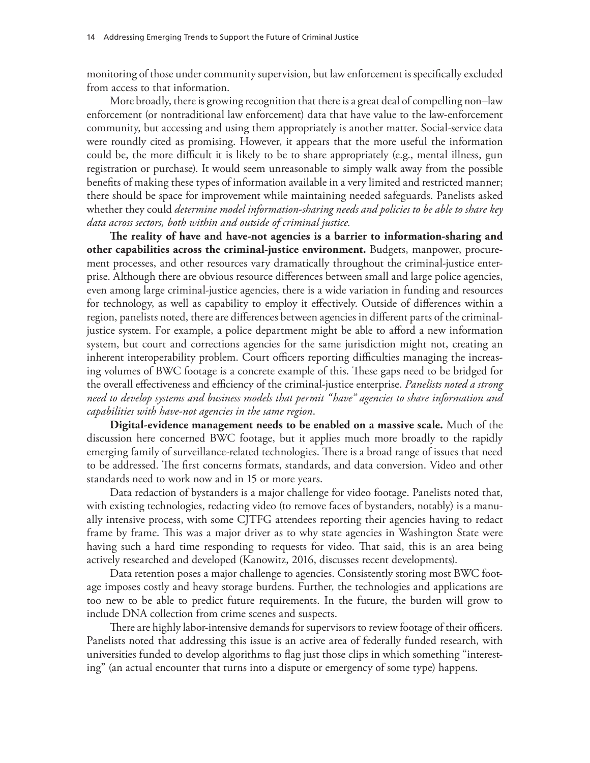monitoring of those under community supervision, but law enforcement is specifically excluded from access to that information.

More broadly, there is growing recognition that there is a great deal of compelling non–law enforcement (or nontraditional law enforcement) data that have value to the law-enforcement community, but accessing and using them appropriately is another matter. Social-service data were roundly cited as promising. However, it appears that the more useful the information could be, the more difficult it is likely to be to share appropriately (e.g., mental illness, gun registration or purchase). It would seem unreasonable to simply walk away from the possible benefits of making these types of information available in a very limited and restricted manner; there should be space for improvement while maintaining needed safeguards. Panelists asked whether they could *determine model information-sharing needs and policies to be able to share key data across sectors, both within and outside of criminal justice.*

**The reality of have and have-not agencies is a barrier to information-sharing and other capabilities across the criminal-justice environment.** Budgets, manpower, procurement processes, and other resources vary dramatically throughout the criminal-justice enterprise. Although there are obvious resource differences between small and large police agencies, even among large criminal-justice agencies, there is a wide variation in funding and resources for technology, as well as capability to employ it effectively. Outside of differences within a region, panelists noted, there are differences between agencies in different parts of the criminal-justice system. For example, a police department might be able to afford a new information system, but court and corrections agencies for the same jurisdiction might not, creating an inherent interoperability problem. Court officers reporting difficulties managing the increasing volumes of BWC footage is a concrete example of this. These gaps need to be bridged for the overall effectiveness and efficiency of the criminal-justice enterprise. *Panelists noted a strong need to develop systems and business models that permit "have" agencies to share information and capabilities with have-not agencies in the same region*.

**Digital-evidence management needs to be enabled on a massive scale.** Much of the discussion here concerned BWC footage, but it applies much more broadly to the rapidly emerging family of surveillance-related technologies. There is a broad range of issues that need to be addressed. The first concerns formats, standards, and data conversion. Video and other standards need to work now and in 15 or more years.

Data redaction of bystanders is a major challenge for video footage. Panelists noted that, with existing technologies, redacting video (to remove faces of bystanders, notably) is a manually intensive process, with some CJTFG attendees reporting their agencies having to redact frame by frame. This was a major driver as to why state agencies in Washington State were having such a hard time responding to requests for video. That said, this is an area being actively researched and developed (Kanowitz, 2016, discusses recent developments).

Data retention poses a major challenge to agencies. Consistently storing most BWC footage imposes costly and heavy storage burdens. Further, the technologies and applications are too new to be able to predict future requirements. In the future, the burden will grow to include DNA collection from crime scenes and suspects.

There are highly labor-intensive demands for supervisors to review footage of their officers. Panelists noted that addressing this issue is an active area of federally funded research, with universities funded to develop algorithms to flag just those clips in which something "interesting" (an actual encounter that turns into a dispute or emergency of some type) happens.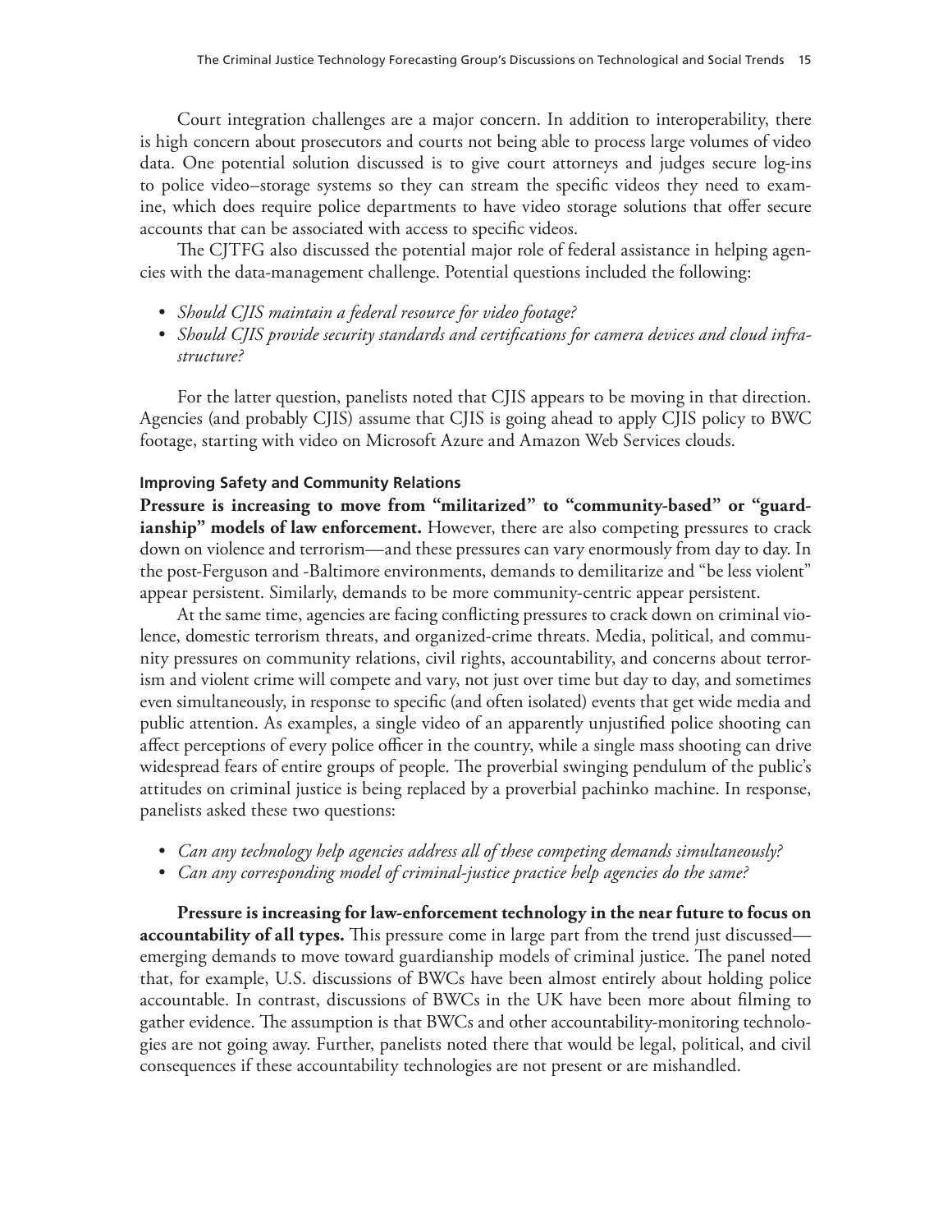Court integration challenges are a major concern. In addition to interoperability, there is high concern about prosecutors and courts not being able to process large volumes of video data. One potential solution discussed is to give court attorneys and judges secure log-ins to police video–storage systems so they can stream the specific videos they need to examine, which does require police departments to have video storage solutions that offer secure accounts that can be associated with access to specific videos.

The CJTFG also discussed the potential major role of federal assistance in helping agencies with the data-management challenge. Potential questions included the following:

- *Should CJIS maintain a federal resource for video footage?*
- *Should CJIS provide security standards and certifications for camera devices and cloud infrastructure?*

For the latter question, panelists noted that CJIS appears to be moving in that direction. Agencies (and probably CJIS) assume that CJIS is going ahead to apply CJIS policy to BWC footage, starting with video on Microsoft Azure and Amazon Web Services clouds.

#### Improving Safety and Community Relations

**Pressure is increasing to move from "militarized" to "community-based" or "guardianship" models of law enforcement.** However, there are also competing pressures to crack down on violence and terrorism—and these pressures can vary enormously from day to day. In the post-Ferguson and -Baltimore environments, demands to demilitarize and "be less violent" appear persistent. Similarly, demands to be more community-centric appear persistent.

At the same time, agencies are facing conflicting pressures to crack down on criminal violence, domestic terrorism threats, and organized-crime threats. Media, political, and community pressures on community relations, civil rights, accountability, and concerns about terrorism and violent crime will compete and vary, not just over time but day to day, and sometimes even simultaneously, in response to specific (and often isolated) events that get wide media and public attention. As examples, a single video of an apparently unjustified police shooting can affect perceptions of every police officer in the country, while a single mass shooting can drive widespread fears of entire groups of people. The proverbial swinging pendulum of the public's attitudes on criminal justice is being replaced by a proverbial pachinko machine. In response, panelists asked these two questions:

- *Can any technology help agencies address all of these competing demands simultaneously?*
- *Can any corresponding model of criminal-justice practice help agencies do the same?*

**Pressure is increasing for law-enforcement technology in the near future to focus on accountability of all types.** This pressure come in large part from the trend just discussed—emerging demands to move toward guardianship models of criminal justice. The panel noted that, for example, U.S. discussions of BWCs have been almost entirely about holding police accountable. In contrast, discussions of BWCs in the UK have been more about filming to gather evidence. The assumption is that BWCs and other accountability-monitoring technologies are not going away. Further, panelists noted there that would be legal, political, and civil consequences if these accountability technologies are not present or are mishandled.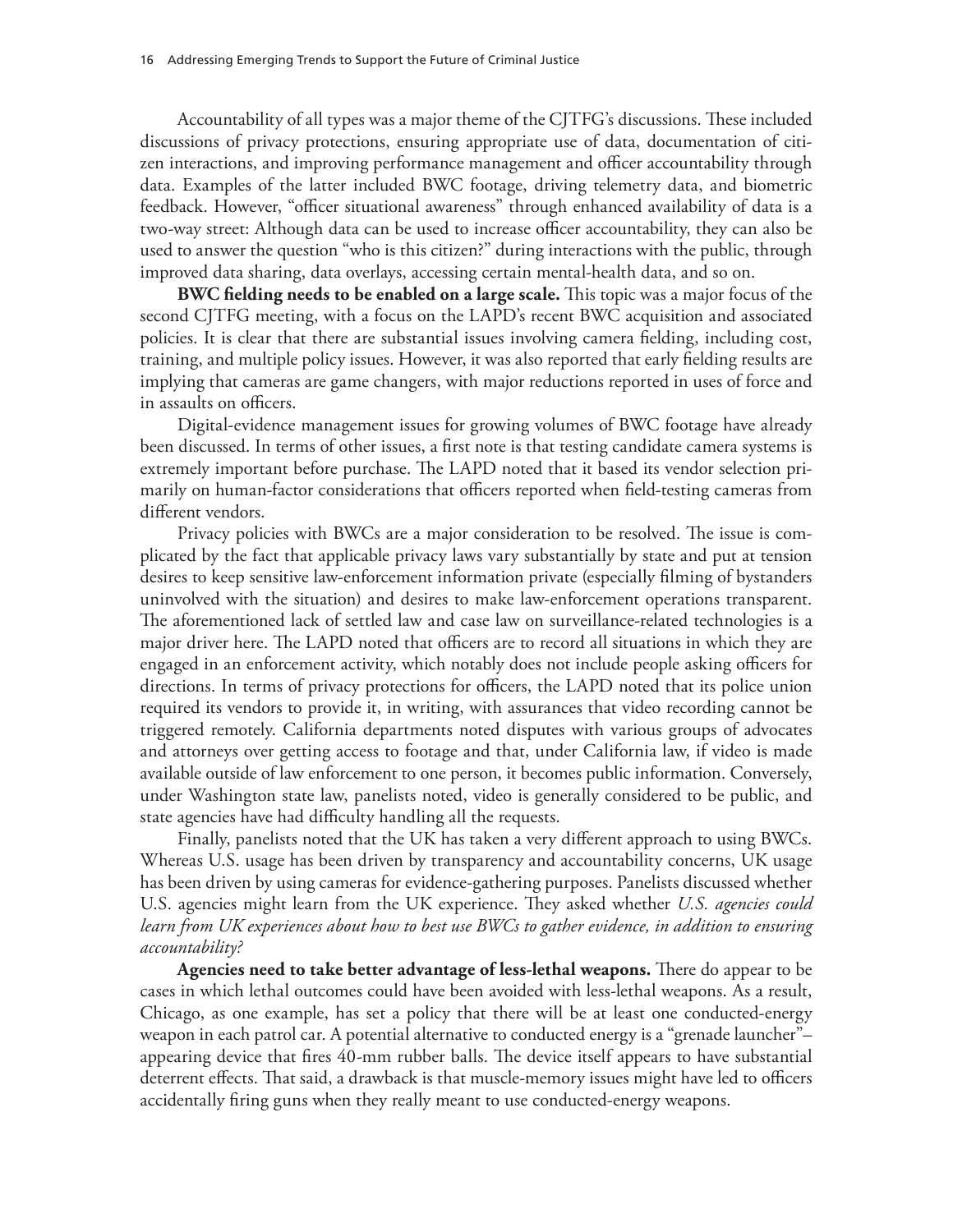Accountability of all types was a major theme of the CJTFG's discussions. These included discussions of privacy protections, ensuring appropriate use of data, documentation of citizen interactions, and improving performance management and officer accountability through data. Examples of the latter included BWC footage, driving telemetry data, and biometric feedback. However, "officer situational awareness" through enhanced availability of data is a two-way street: Although data can be used to increase officer accountability, they can also be used to answer the question "who is this citizen?" during interactions with the public, through improved data sharing, data overlays, accessing certain mental-health data, and so on.

**BWC fielding needs to be enabled on a large scale.** This topic was a major focus of the second CJTFG meeting, with a focus on the LAPD's recent BWC acquisition and associated policies. It is clear that there are substantial issues involving camera fielding, including cost, training, and multiple policy issues. However, it was also reported that early fielding results are implying that cameras are game changers, with major reductions reported in uses of force and in assaults on officers.

Digital-evidence management issues for growing volumes of BWC footage have already been discussed. In terms of other issues, a first note is that testing candidate camera systems is extremely important before purchase. The LAPD noted that it based its vendor selection primarily on human-factor considerations that officers reported when field-testing cameras from different vendors.

Privacy policies with BWCs are a major consideration to be resolved. The issue is complicated by the fact that applicable privacy laws vary substantially by state and put at tension desires to keep sensitive law-enforcement information private (especially filming of bystanders uninvolved with the situation) and desires to make law-enforcement operations transparent. The aforementioned lack of settled law and case law on surveillance-related technologies is a major driver here. The LAPD noted that officers are to record all situations in which they are engaged in an enforcement activity, which notably does not include people asking officers for directions. In terms of privacy protections for officers, the LAPD noted that its police union required its vendors to provide it, in writing, with assurances that video recording cannot be triggered remotely. California departments noted disputes with various groups of advocates and attorneys over getting access to footage and that, under California law, if video is made available outside of law enforcement to one person, it becomes public information. Conversely, under Washington state law, panelists noted, video is generally considered to be public, and state agencies have had difficulty handling all the requests.

Finally, panelists noted that the UK has taken a very different approach to using BWCs. Whereas U.S. usage has been driven by transparency and accountability concerns, UK usage has been driven by using cameras for evidence-gathering purposes. Panelists discussed whether U.S. agencies might learn from the UK experience. They asked whether *U.S. agencies could learn from UK experiences about how to best use BWCs to gather evidence, in addition to ensuring accountability?*

**Agencies need to take better advantage of less-lethal weapons.** There do appear to be cases in which lethal outcomes could have been avoided with less-lethal weapons. As a result, Chicago, as one example, has set a policy that there will be at least one conducted-energy weapon in each patrol car. A potential alternative to conducted energy is a "grenade launcher"–appearing device that fires 40-mm rubber balls. The device itself appears to have substantial deterrent effects. That said, a drawback is that muscle-memory issues might have led to officers accidentally firing guns when they really meant to use conducted-energy weapons.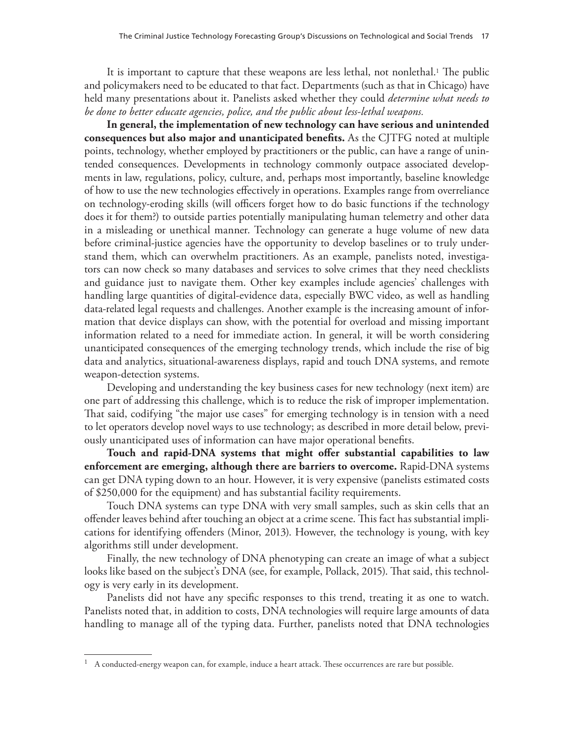It is important to capture that these weapons are less lethal, not nonlethal.[1] The public and policymakers need to be educated to that fact. Departments (such as that in Chicago) have held many presentations about it. Panelists asked whether they could *determine what needs to be done to better educate agencies, police, and the public about less-lethal weapons.*

**In general, the implementation of new technology can have serious and unintended consequences but also major and unanticipated benefits.** As the CJTFG noted at multiple points, technology, whether employed by practitioners or the public, can have a range of unintended consequences. Developments in technology commonly outpace associated developments in law, regulations, policy, culture, and, perhaps most importantly, baseline knowledge of how to use the new technologies effectively in operations. Examples range from overreliance on technology-eroding skills (will officers forget how to do basic functions if the technology does it for them?) to outside parties potentially manipulating human telemetry and other data in a misleading or unethical manner. Technology can generate a huge volume of new data before criminal-justice agencies have the opportunity to develop baselines or to truly understand them, which can overwhelm practitioners. As an example, panelists noted, investigators can now check so many databases and services to solve crimes that they need checklists and guidance just to navigate them. Other key examples include agencies' challenges with handling large quantities of digital-evidence data, especially BWC video, as well as handling data-related legal requests and challenges. Another example is the increasing amount of information that device displays can show, with the potential for overload and missing important information related to a need for immediate action. In general, it will be worth considering unanticipated consequences of the emerging technology trends, which include the rise of big data and analytics, situational-awareness displays, rapid and touch DNA systems, and remote weapon-detection systems.

Developing and understanding the key business cases for new technology (next item) are one part of addressing this challenge, which is to reduce the risk of improper implementation. That said, codifying "the major use cases" for emerging technology is in tension with a need to let operators develop novel ways to use technology; as described in more detail below, previously unanticipated uses of information can have major operational benefits.

**Touch and rapid-DNA systems that might offer substantial capabilities to law enforcement are emerging, although there are barriers to overcome.** Rapid-DNA systems can get DNA typing down to an hour. However, it is very expensive (panelists estimated costs of $250,000 for the equipment) and has substantial facility requirements.

Touch DNA systems can type DNA with very small samples, such as skin cells that an offender leaves behind after touching an object at a crime scene. This fact has substantial implications for identifying offenders (Minor, 2013). However, the technology is young, with key algorithms still under development.

Finally, the new technology of DNA phenotyping can create an image of what a subject looks like based on the subject's DNA (see, for example, Pollack, 2015). That said, this technology is very early in its development.

Panelists did not have any specific responses to this trend, treating it as one to watch. Panelists noted that, in addition to costs, DNA technologies will require large amounts of data handling to manage all of the typing data. Further, panelists noted that DNA technologies

---

[1] A conducted-energy weapon can, for example, induce a heart attack. These occurrences are rare but possible.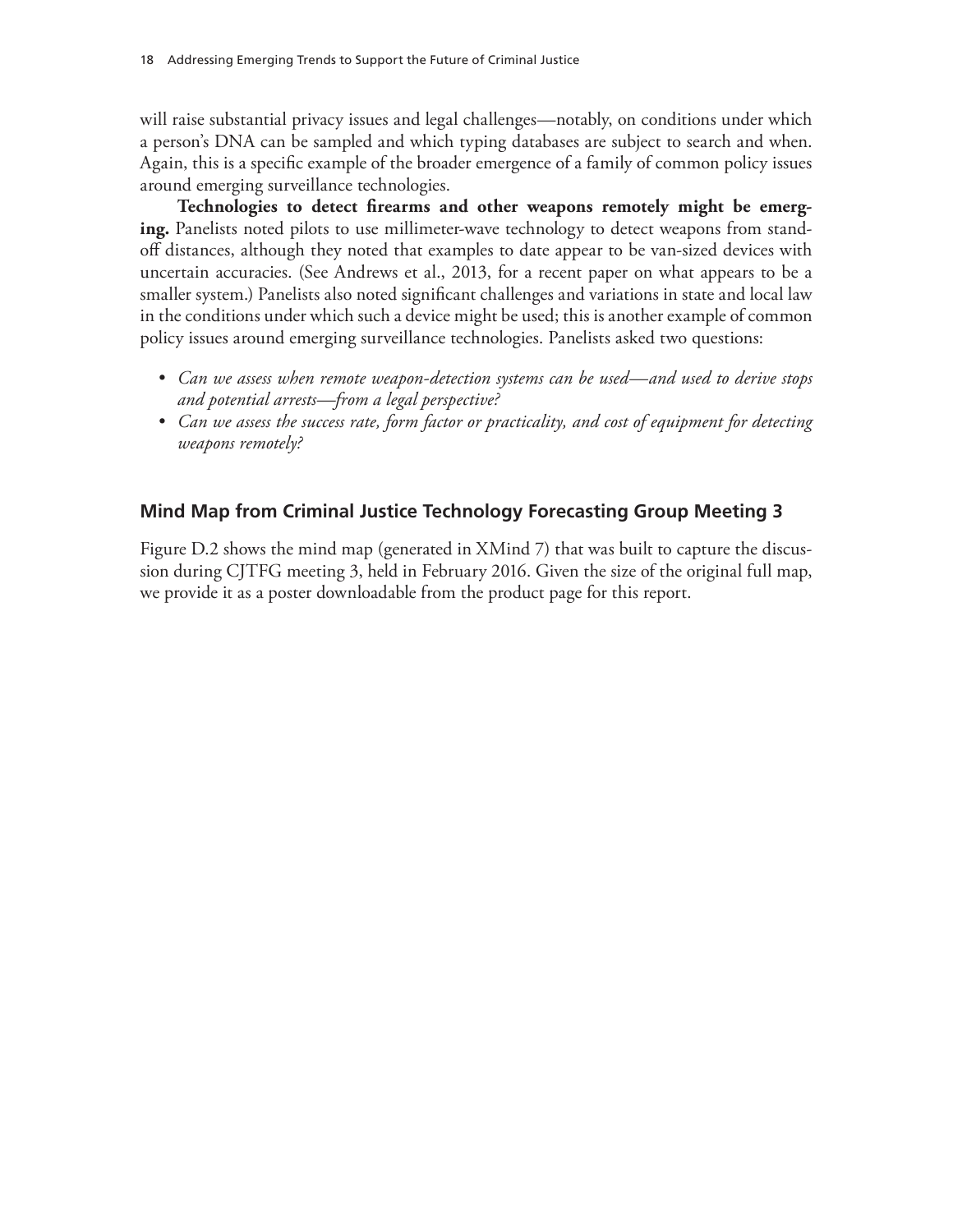will raise substantial privacy issues and legal challenges—notably, on conditions under which a person's DNA can be sampled and which typing databases are subject to search and when. Again, this is a specific example of the broader emergence of a family of common policy issues around emerging surveillance technologies.

**Technologies to detect firearms and other weapons remotely might be emerging.** Panelists noted pilots to use millimeter-wave technology to detect weapons from standoff distances, although they noted that examples to date appear to be van-sized devices with uncertain accuracies. (See Andrews et al., 2013, for a recent paper on what appears to be a smaller system.) Panelists also noted significant challenges and variations in state and local law in the conditions under which such a device might be used; this is another example of common policy issues around emerging surveillance technologies. Panelists asked two questions:

- *Can we assess when remote weapon-detection systems can be used—and used to derive stops and potential arrests—from a legal perspective?*
- *Can we assess the success rate, form factor or practicality, and cost of equipment for detecting weapons remotely?*

## Mind Map from Criminal Justice Technology Forecasting Group Meeting 3

Figure D.2 shows the mind map (generated in XMind 7) that was built to capture the discussion during CJTFG meeting 3, held in February 2016. Given the size of the original full map, we provide it as a poster downloadable from the product page for this report.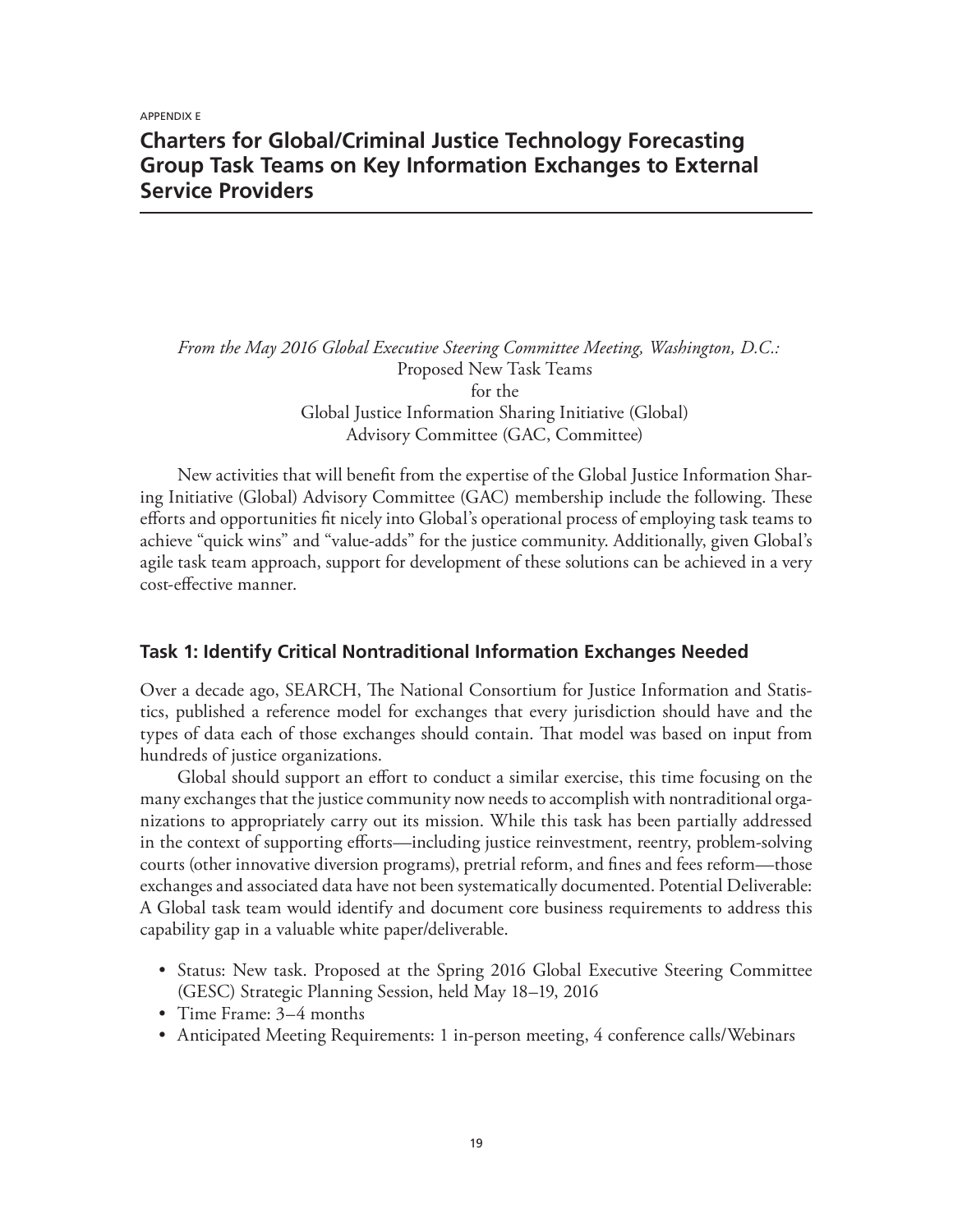APPENDIX E

# Charters for Global/Criminal Justice Technology Forecasting Group Task Teams on Key Information Exchanges to External Service Providers

*From the May 2016 Global Executive Steering Committee Meeting, Washington, D.C.:*
Proposed New Task Teams
for the
Global Justice Information Sharing Initiative (Global)
Advisory Committee (GAC, Committee)

New activities that will benefit from the expertise of the Global Justice Information Sharing Initiative (Global) Advisory Committee (GAC) membership include the following. These efforts and opportunities fit nicely into Global's operational process of employing task teams to achieve "quick wins" and "value-adds" for the justice community. Additionally, given Global's agile task team approach, support for development of these solutions can be achieved in a very cost-effective manner.

## Task 1: Identify Critical Nontraditional Information Exchanges Needed

Over a decade ago, SEARCH, The National Consortium for Justice Information and Statistics, published a reference model for exchanges that every jurisdiction should have and the types of data each of those exchanges should contain. That model was based on input from hundreds of justice organizations.

Global should support an effort to conduct a similar exercise, this time focusing on the many exchanges that the justice community now needs to accomplish with nontraditional organizations to appropriately carry out its mission. While this task has been partially addressed in the context of supporting efforts—including justice reinvestment, reentry, problem-solving courts (other innovative diversion programs), pretrial reform, and fines and fees reform—those exchanges and associated data have not been systematically documented. Potential Deliverable: A Global task team would identify and document core business requirements to address this capability gap in a valuable white paper/deliverable.

- Status: New task. Proposed at the Spring 2016 Global Executive Steering Committee (GESC) Strategic Planning Session, held May 18–19, 2016
- Time Frame: 3–4 months
- Anticipated Meeting Requirements: 1 in-person meeting, 4 conference calls/Webinars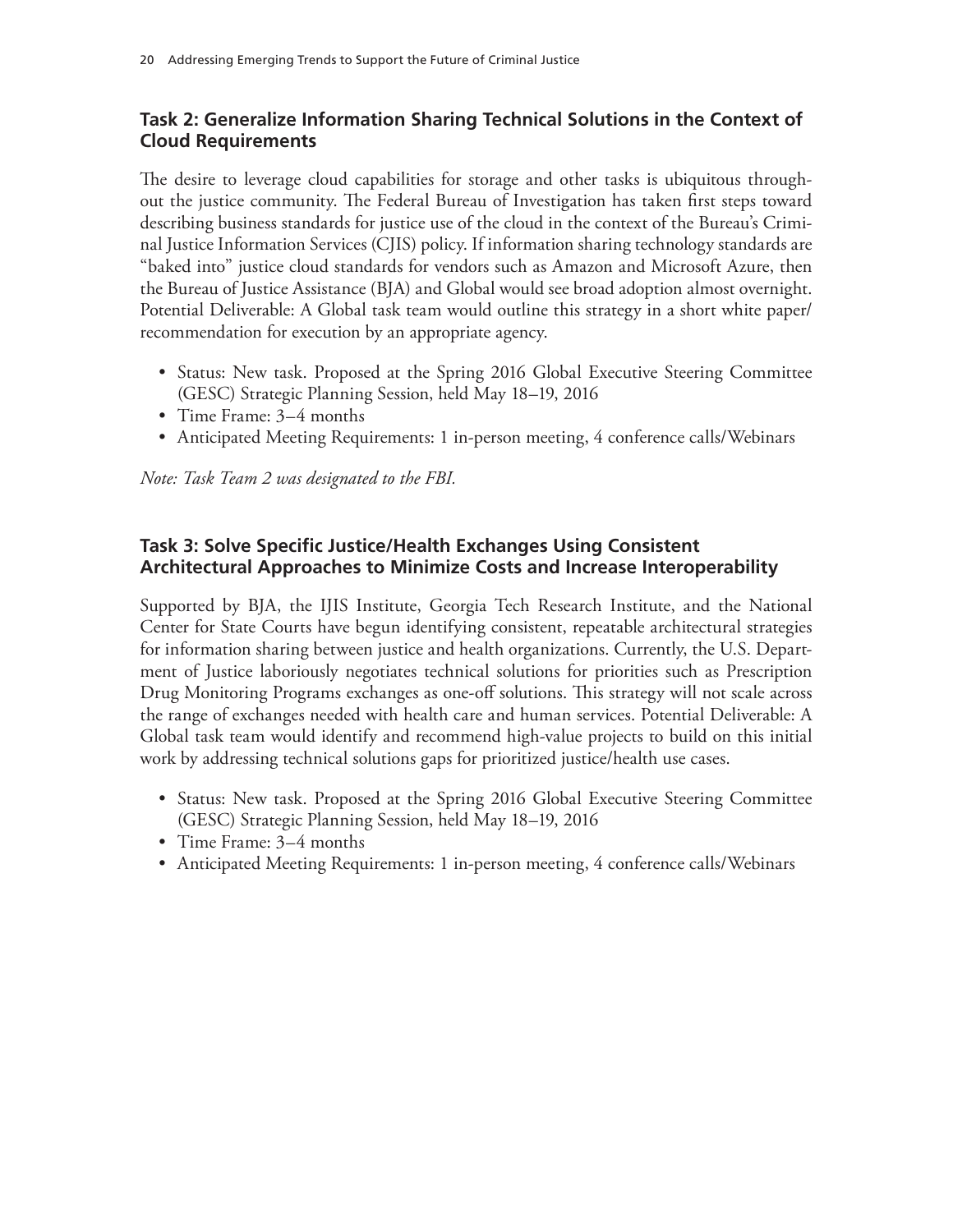### Task 2: Generalize Information Sharing Technical Solutions in the Context of Cloud Requirements

The desire to leverage cloud capabilities for storage and other tasks is ubiquitous throughout the justice community. The Federal Bureau of Investigation has taken first steps toward describing business standards for justice use of the cloud in the context of the Bureau's Criminal Justice Information Services (CJIS) policy. If information sharing technology standards are "baked into" justice cloud standards for vendors such as Amazon and Microsoft Azure, then the Bureau of Justice Assistance (BJA) and Global would see broad adoption almost overnight. Potential Deliverable: A Global task team would outline this strategy in a short white paper/recommendation for execution by an appropriate agency.

- Status: New task. Proposed at the Spring 2016 Global Executive Steering Committee (GESC) Strategic Planning Session, held May 18–19, 2016
- Time Frame: 3–4 months
- Anticipated Meeting Requirements: 1 in-person meeting, 4 conference calls/Webinars

*Note: Task Team 2 was designated to the FBI.*

### Task 3: Solve Specific Justice/Health Exchanges Using Consistent Architectural Approaches to Minimize Costs and Increase Interoperability

Supported by BJA, the IJIS Institute, Georgia Tech Research Institute, and the National Center for State Courts have begun identifying consistent, repeatable architectural strategies for information sharing between justice and health organizations. Currently, the U.S. Department of Justice laboriously negotiates technical solutions for priorities such as Prescription Drug Monitoring Programs exchanges as one-off solutions. This strategy will not scale across the range of exchanges needed with health care and human services. Potential Deliverable: A Global task team would identify and recommend high-value projects to build on this initial work by addressing technical solutions gaps for prioritized justice/health use cases.

- Status: New task. Proposed at the Spring 2016 Global Executive Steering Committee (GESC) Strategic Planning Session, held May 18–19, 2016
- Time Frame: 3–4 months
- Anticipated Meeting Requirements: 1 in-person meeting, 4 conference calls/Webinars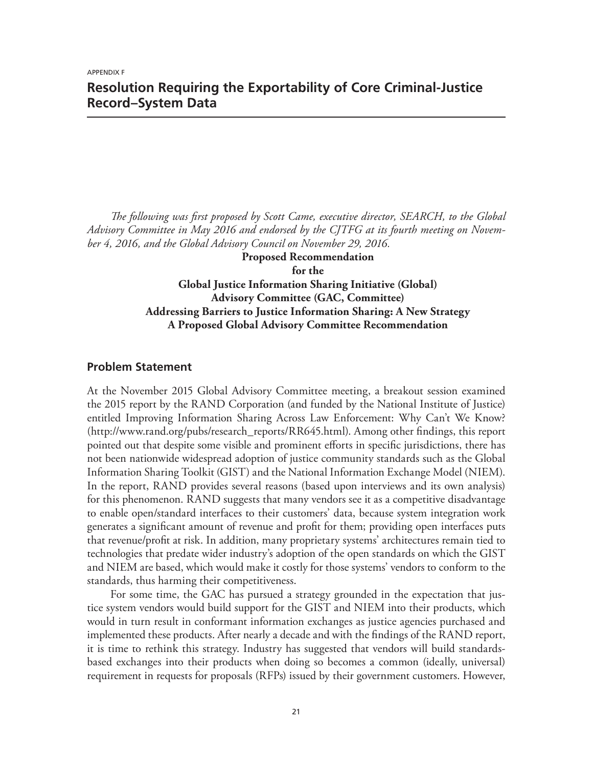APPENDIX F

# Resolution Requiring the Exportability of Core Criminal-Justice Record–System Data

*The following was first proposed by Scott Came, executive director, SEARCH, to the Global Advisory Committee in May 2016 and endorsed by the CJTFG at its fourth meeting on November 4, 2016, and the Global Advisory Council on November 29, 2016.*

**Proposed Recommendation**
**for the**
**Global Justice Information Sharing Initiative (Global)**
**Advisory Committee (GAC, Committee)**
**Addressing Barriers to Justice Information Sharing: A New Strategy**
**A Proposed Global Advisory Committee Recommendation**

## Problem Statement

At the November 2015 Global Advisory Committee meeting, a breakout session examined the 2015 report by the RAND Corporation (and funded by the National Institute of Justice) entitled Improving Information Sharing Across Law Enforcement: Why Can't We Know? (http://www.rand.org/pubs/research_reports/RR645.html). Among other findings, this report pointed out that despite some visible and prominent efforts in specific jurisdictions, there has not been nationwide widespread adoption of justice community standards such as the Global Information Sharing Toolkit (GIST) and the National Information Exchange Model (NIEM). In the report, RAND provides several reasons (based upon interviews and its own analysis) for this phenomenon. RAND suggests that many vendors see it as a competitive disadvantage to enable open/standard interfaces to their customers' data, because system integration work generates a significant amount of revenue and profit for them; providing open interfaces puts that revenue/profit at risk. In addition, many proprietary systems' architectures remain tied to technologies that predate wider industry's adoption of the open standards on which the GIST and NIEM are based, which would make it costly for those systems' vendors to conform to the standards, thus harming their competitiveness.

For some time, the GAC has pursued a strategy grounded in the expectation that justice system vendors would build support for the GIST and NIEM into their products, which would in turn result in conformant information exchanges as justice agencies purchased and implemented these products. After nearly a decade and with the findings of the RAND report, it is time to rethink this strategy. Industry has suggested that vendors will build standards-based exchanges into their products when doing so becomes a common (ideally, universal) requirement in requests for proposals (RFPs) issued by their government customers. However,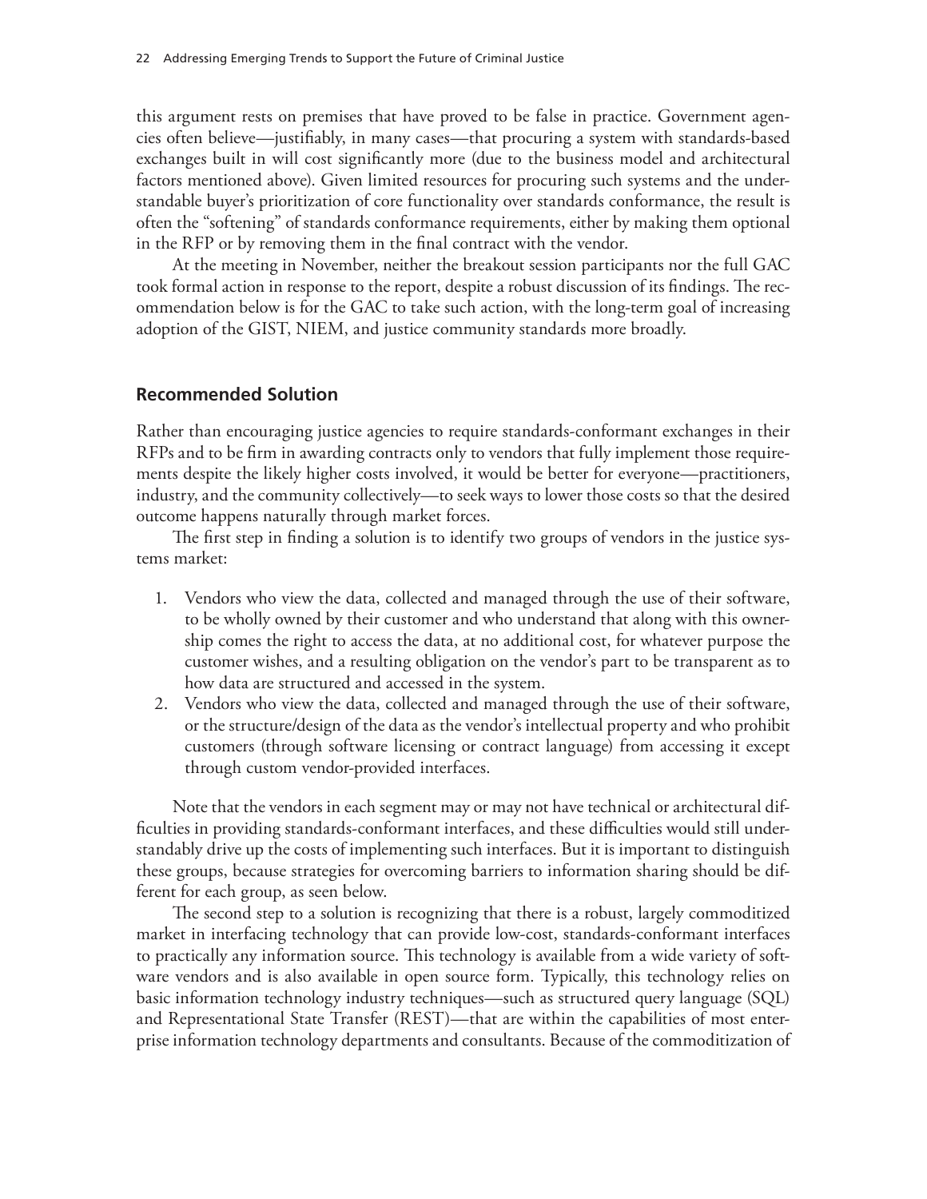this argument rests on premises that have proved to be false in practice. Government agencies often believe—justifiably, in many cases—that procuring a system with standards-based exchanges built in will cost significantly more (due to the business model and architectural factors mentioned above). Given limited resources for procuring such systems and the understandable buyer's prioritization of core functionality over standards conformance, the result is often the "softening" of standards conformance requirements, either by making them optional in the RFP or by removing them in the final contract with the vendor.

At the meeting in November, neither the breakout session participants nor the full GAC took formal action in response to the report, despite a robust discussion of its findings. The recommendation below is for the GAC to take such action, with the long-term goal of increasing adoption of the GIST, NIEM, and justice community standards more broadly.

### Recommended Solution

Rather than encouraging justice agencies to require standards-conformant exchanges in their RFPs and to be firm in awarding contracts only to vendors that fully implement those requirements despite the likely higher costs involved, it would be better for everyone—practitioners, industry, and the community collectively—to seek ways to lower those costs so that the desired outcome happens naturally through market forces.

The first step in finding a solution is to identify two groups of vendors in the justice systems market:

1. Vendors who view the data, collected and managed through the use of their software, to be wholly owned by their customer and who understand that along with this ownership comes the right to access the data, at no additional cost, for whatever purpose the customer wishes, and a resulting obligation on the vendor's part to be transparent as to how data are structured and accessed in the system.
2. Vendors who view the data, collected and managed through the use of their software, or the structure/design of the data as the vendor's intellectual property and who prohibit customers (through software licensing or contract language) from accessing it except through custom vendor-provided interfaces.

Note that the vendors in each segment may or may not have technical or architectural difficulties in providing standards-conformant interfaces, and these difficulties would still understandably drive up the costs of implementing such interfaces. But it is important to distinguish these groups, because strategies for overcoming barriers to information sharing should be different for each group, as seen below.

The second step to a solution is recognizing that there is a robust, largely commoditized market in interfacing technology that can provide low-cost, standards-conformant interfaces to practically any information source. This technology is available from a wide variety of software vendors and is also available in open source form. Typically, this technology relies on basic information technology industry techniques—such as structured query language (SQL) and Representational State Transfer (REST)—that are within the capabilities of most enterprise information technology departments and consultants. Because of the commoditization of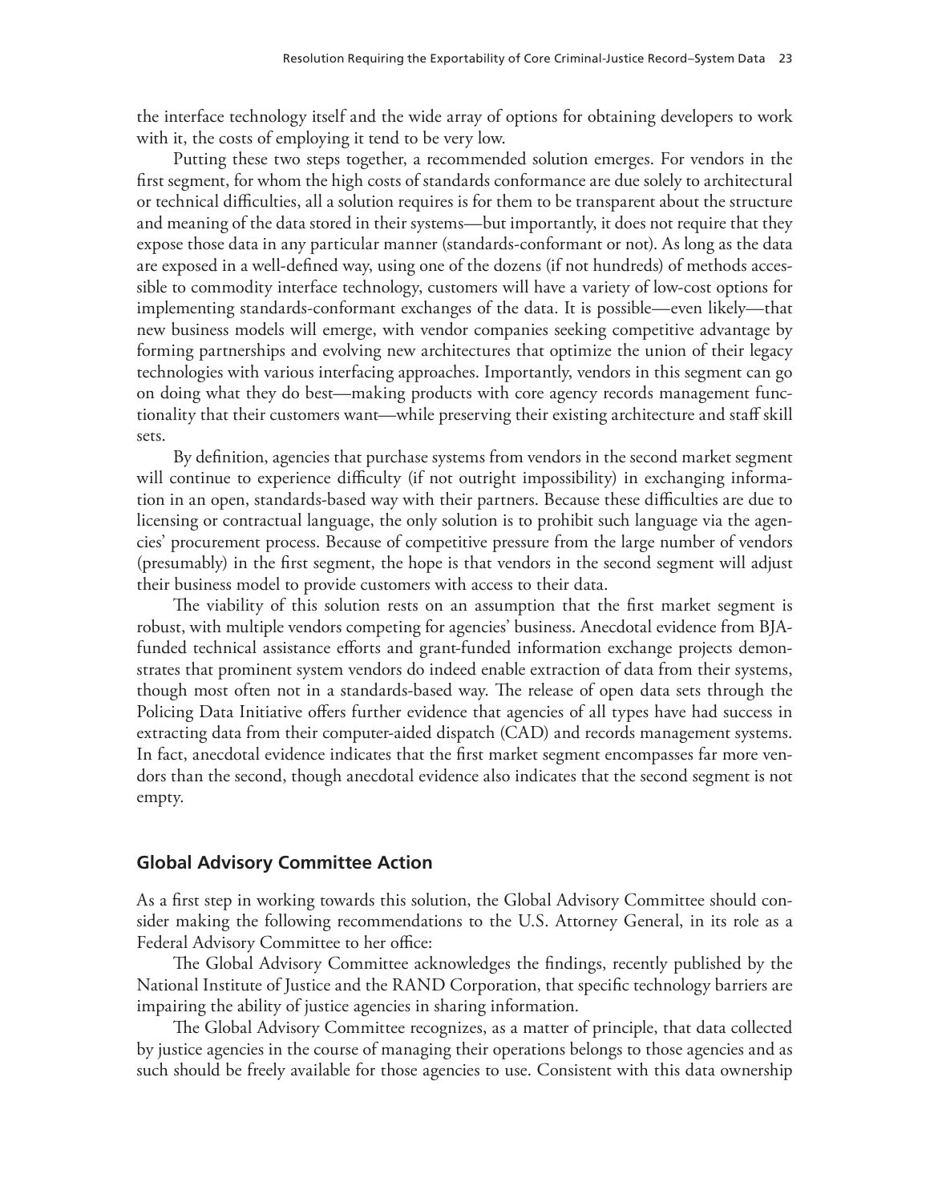the interface technology itself and the wide array of options for obtaining developers to work with it, the costs of employing it tend to be very low.

Putting these two steps together, a recommended solution emerges. For vendors in the first segment, for whom the high costs of standards conformance are due solely to architectural or technical difficulties, all a solution requires is for them to be transparent about the structure and meaning of the data stored in their systems—but importantly, it does not require that they expose those data in any particular manner (standards-conformant or not). As long as the data are exposed in a well-defined way, using one of the dozens (if not hundreds) of methods accessible to commodity interface technology, customers will have a variety of low-cost options for implementing standards-conformant exchanges of the data. It is possible—even likely—that new business models will emerge, with vendor companies seeking competitive advantage by forming partnerships and evolving new architectures that optimize the union of their legacy technologies with various interfacing approaches. Importantly, vendors in this segment can go on doing what they do best—making products with core agency records management functionality that their customers want—while preserving their existing architecture and staff skill sets.

By definition, agencies that purchase systems from vendors in the second market segment will continue to experience difficulty (if not outright impossibility) in exchanging information in an open, standards-based way with their partners. Because these difficulties are due to licensing or contractual language, the only solution is to prohibit such language via the agencies' procurement process. Because of competitive pressure from the large number of vendors (presumably) in the first segment, the hope is that vendors in the second segment will adjust their business model to provide customers with access to their data.

The viability of this solution rests on an assumption that the first market segment is robust, with multiple vendors competing for agencies' business. Anecdotal evidence from BJA-funded technical assistance efforts and grant-funded information exchange projects demonstrates that prominent system vendors do indeed enable extraction of data from their systems, though most often not in a standards-based way. The release of open data sets through the Policing Data Initiative offers further evidence that agencies of all types have had success in extracting data from their computer-aided dispatch (CAD) and records management systems. In fact, anecdotal evidence indicates that the first market segment encompasses far more vendors than the second, though anecdotal evidence also indicates that the second segment is not empty.

## Global Advisory Committee Action

As a first step in working towards this solution, the Global Advisory Committee should consider making the following recommendations to the U.S. Attorney General, in its role as a Federal Advisory Committee to her office:

The Global Advisory Committee acknowledges the findings, recently published by the National Institute of Justice and the RAND Corporation, that specific technology barriers are impairing the ability of justice agencies in sharing information.

The Global Advisory Committee recognizes, as a matter of principle, that data collected by justice agencies in the course of managing their operations belongs to those agencies and as such should be freely available for those agencies to use. Consistent with this data ownership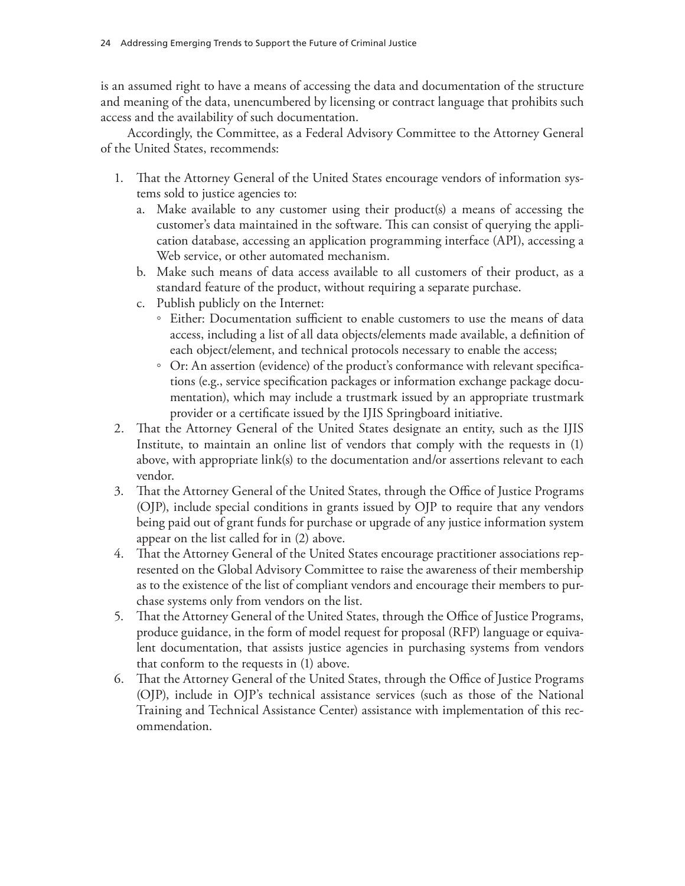is an assumed right to have a means of accessing the data and documentation of the structure and meaning of the data, unencumbered by licensing or contract language that prohibits such access and the availability of such documentation.

Accordingly, the Committee, as a Federal Advisory Committee to the Attorney General of the United States, recommends:

1. That the Attorney General of the United States encourage vendors of information systems sold to justice agencies to:
   a. Make available to any customer using their product(s) a means of accessing the customer's data maintained in the software. This can consist of querying the application database, accessing an application programming interface (API), accessing a Web service, or other automated mechanism.
   b. Make such means of data access available to all customers of their product, as a standard feature of the product, without requiring a separate purchase.
   c. Publish publicly on the Internet:
      - Either: Documentation sufficient to enable customers to use the means of data access, including a list of all data objects/elements made available, a definition of each object/element, and technical protocols necessary to enable the access;
      - Or: An assertion (evidence) of the product's conformance with relevant specifications (e.g., service specification packages or information exchange package documentation), which may include a trustmark issued by an appropriate trustmark provider or a certificate issued by the IJIS Springboard initiative.
2. That the Attorney General of the United States designate an entity, such as the IJIS Institute, to maintain an online list of vendors that comply with the requests in (1) above, with appropriate link(s) to the documentation and/or assertions relevant to each vendor.
3. That the Attorney General of the United States, through the Office of Justice Programs (OJP), include special conditions in grants issued by OJP to require that any vendors being paid out of grant funds for purchase or upgrade of any justice information system appear on the list called for in (2) above.
4. That the Attorney General of the United States encourage practitioner associations represented on the Global Advisory Committee to raise the awareness of their membership as to the existence of the list of compliant vendors and encourage their members to purchase systems only from vendors on the list.
5. That the Attorney General of the United States, through the Office of Justice Programs, produce guidance, in the form of model request for proposal (RFP) language or equivalent documentation, that assists justice agencies in purchasing systems from vendors that conform to the requests in (1) above.
6. That the Attorney General of the United States, through the Office of Justice Programs (OJP), include in OJP's technical assistance services (such as those of the National Training and Technical Assistance Center) assistance with implementation of this recommendation.